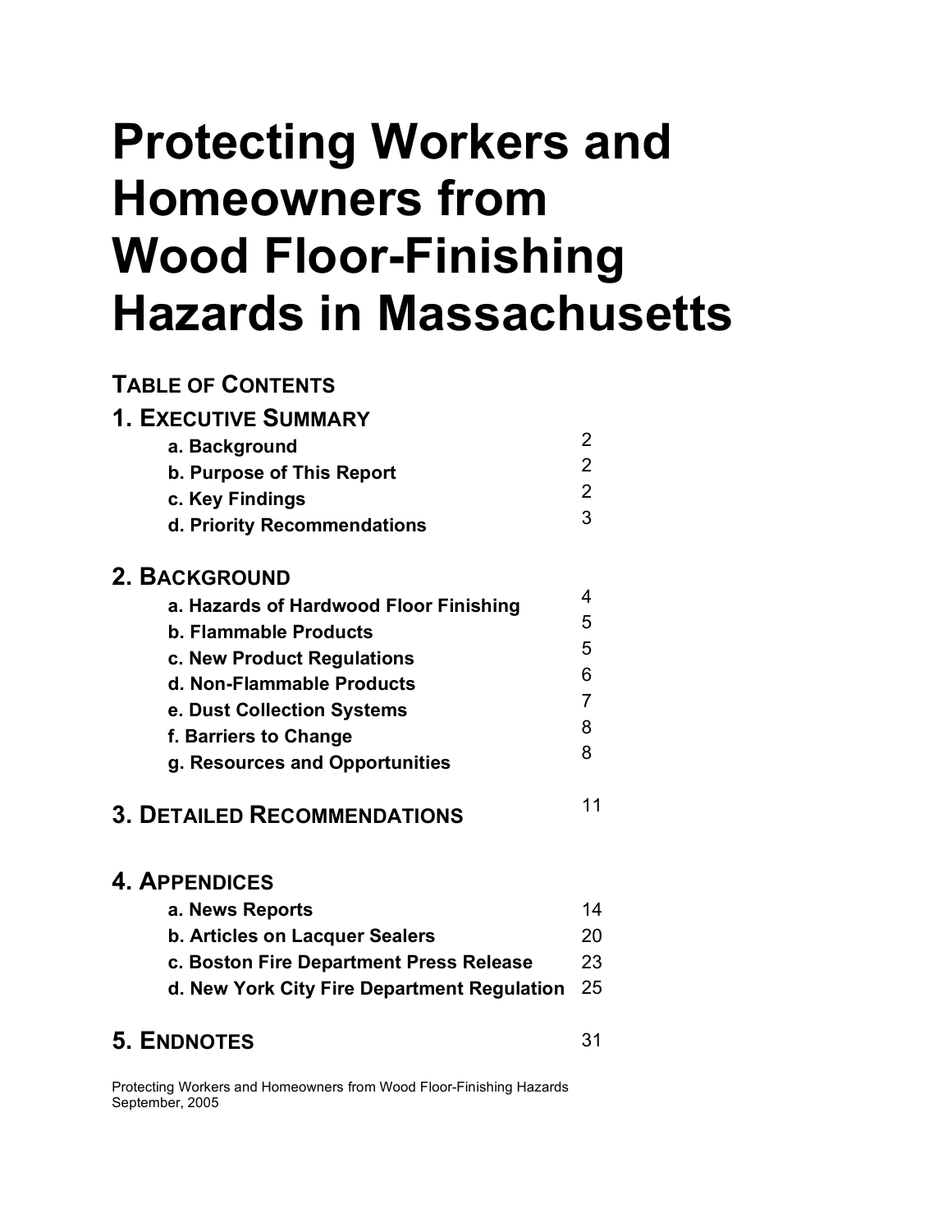# Protecting Workers and Homeowners from Wood Floor-Finishing Hazards in Massachusetts

## TABLE OF CONTENTS

| | |
|---|---|
| **1. EXECUTIVE SUMMARY** | |
| a. Background | 2 |
| b. Purpose of This Report | 2 |
| c. Key Findings | 2 |
| d. Priority Recommendations | 3 |
| **2. BACKGROUND** | |
| a. Hazards of Hardwood Floor Finishing | 4 |
| b. Flammable Products | 5 |
| c. New Product Regulations | 5 |
| d. Non-Flammable Products | 6 |
| e. Dust Collection Systems | 7 |
| f. Barriers to Change | 8 |
| g. Resources and Opportunities | 8 |
| **3. DETAILED RECOMMENDATIONS** | 11 |
| **4. APPENDICES** | |
| a. News Reports | 14 |
| b. Articles on Lacquer Sealers | 20 |
| c. Boston Fire Department Press Release | 23 |
| d. New York City Fire Department Regulation | 25 |
| **5. ENDNOTES** | 31 |

Protecting Workers and Homeowners from Wood Floor-Finishing Hazards
September, 2005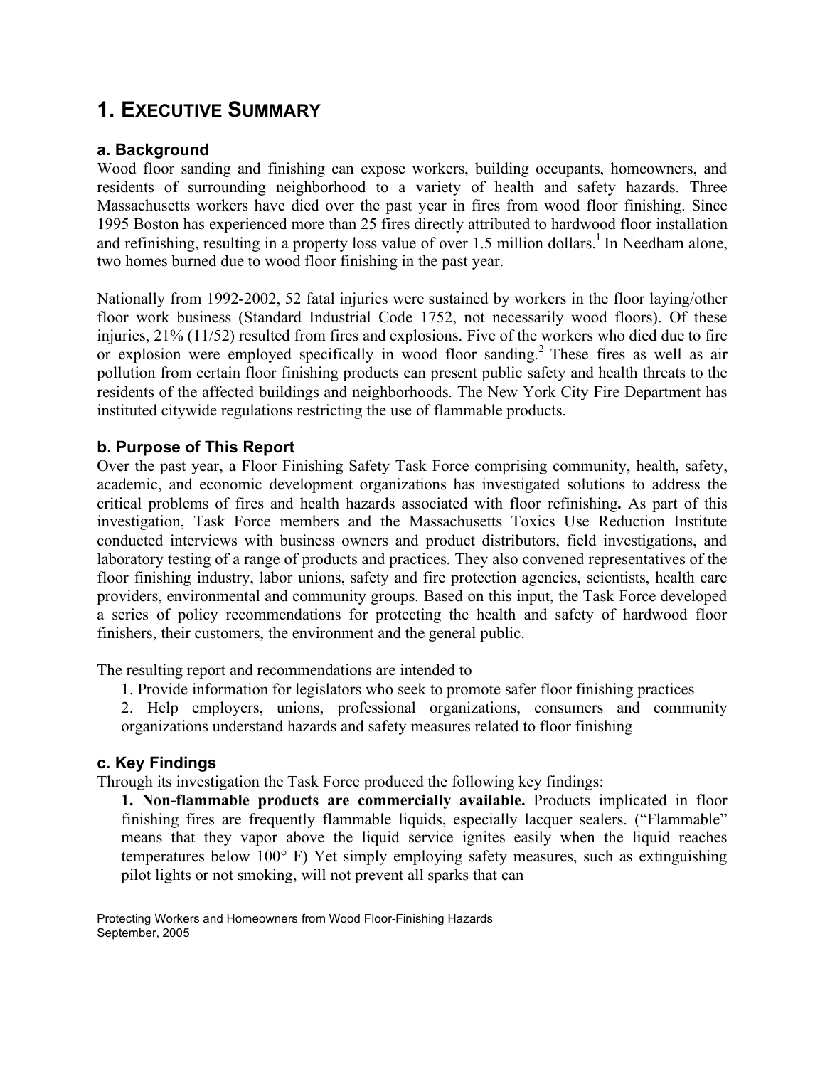# 1. EXECUTIVE SUMMARY

## a. Background

Wood floor sanding and finishing can expose workers, building occupants, homeowners, and residents of surrounding neighborhood to a variety of health and safety hazards. Three Massachusetts workers have died over the past year in fires from wood floor finishing. Since 1995 Boston has experienced more than 25 fires directly attributed to hardwood floor installation and refinishing, resulting in a property loss value of over 1.5 million dollars.[1] In Needham alone, two homes burned due to wood floor finishing in the past year.

Nationally from 1992-2002, 52 fatal injuries were sustained by workers in the floor laying/other floor work business (Standard Industrial Code 1752, not necessarily wood floors). Of these injuries, 21% (11/52) resulted from fires and explosions. Five of the workers who died due to fire or explosion were employed specifically in wood floor sanding.[2] These fires as well as air pollution from certain floor finishing products can present public safety and health threats to the residents of the affected buildings and neighborhoods. The New York City Fire Department has instituted citywide regulations restricting the use of flammable products.

## b. Purpose of This Report

Over the past year, a Floor Finishing Safety Task Force comprising community, health, safety, academic, and economic development organizations has investigated solutions to address the critical problems of fires and health hazards associated with floor refinishing**.** As part of this investigation, Task Force members and the Massachusetts Toxics Use Reduction Institute conducted interviews with business owners and product distributors, field investigations, and laboratory testing of a range of products and practices. They also convened representatives of the floor finishing industry, labor unions, safety and fire protection agencies, scientists, health care providers, environmental and community groups. Based on this input, the Task Force developed a series of policy recommendations for protecting the health and safety of hardwood floor finishers, their customers, the environment and the general public.

The resulting report and recommendations are intended to

1. Provide information for legislators who seek to promote safer floor finishing practices
2. Help employers, unions, professional organizations, consumers and community organizations understand hazards and safety measures related to floor finishing

## c. Key Findings

Through its investigation the Task Force produced the following key findings:

**1. Non-flammable products are commercially available.** Products implicated in floor finishing fires are frequently flammable liquids, especially lacquer sealers. ("Flammable" means that they vapor above the liquid service ignites easily when the liquid reaches temperatures below 100° F) Yet simply employing safety measures, such as extinguishing pilot lights or not smoking, will not prevent all sparks that can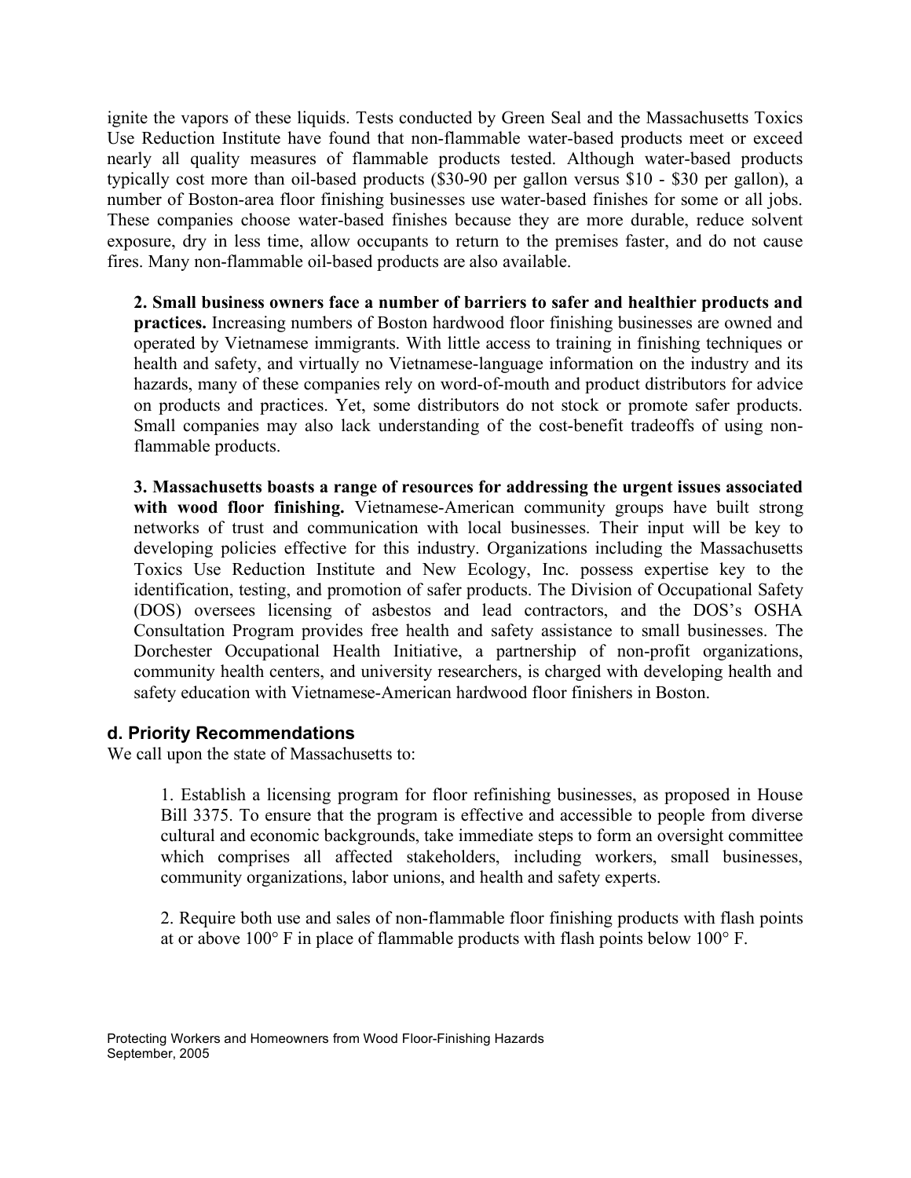ignite the vapors of these liquids. Tests conducted by Green Seal and the Massachusetts Toxics Use Reduction Institute have found that non-flammable water-based products meet or exceed nearly all quality measures of flammable products tested. Although water-based products typically cost more than oil-based products ($30-90 per gallon versus $10 - $30 per gallon), a number of Boston-area floor finishing businesses use water-based finishes for some or all jobs. These companies choose water-based finishes because they are more durable, reduce solvent exposure, dry in less time, allow occupants to return to the premises faster, and do not cause fires. Many non-flammable oil-based products are also available.

**2. Small business owners face a number of barriers to safer and healthier products and practices.** Increasing numbers of Boston hardwood floor finishing businesses are owned and operated by Vietnamese immigrants. With little access to training in finishing techniques or health and safety, and virtually no Vietnamese-language information on the industry and its hazards, many of these companies rely on word-of-mouth and product distributors for advice on products and practices. Yet, some distributors do not stock or promote safer products. Small companies may also lack understanding of the cost-benefit tradeoffs of using non-flammable products.

**3. Massachusetts boasts a range of resources for addressing the urgent issues associated with wood floor finishing.** Vietnamese-American community groups have built strong networks of trust and communication with local businesses. Their input will be key to developing policies effective for this industry. Organizations including the Massachusetts Toxics Use Reduction Institute and New Ecology, Inc. possess expertise key to the identification, testing, and promotion of safer products. The Division of Occupational Safety (DOS) oversees licensing of asbestos and lead contractors, and the DOS's OSHA Consultation Program provides free health and safety assistance to small businesses. The Dorchester Occupational Health Initiative, a partnership of non-profit organizations, community health centers, and university researchers, is charged with developing health and safety education with Vietnamese-American hardwood floor finishers in Boston.

### d. Priority Recommendations

We call upon the state of Massachusetts to:

1. Establish a licensing program for floor refinishing businesses, as proposed in House Bill 3375. To ensure that the program is effective and accessible to people from diverse cultural and economic backgrounds, take immediate steps to form an oversight committee which comprises all affected stakeholders, including workers, small businesses, community organizations, labor unions, and health and safety experts.

2. Require both use and sales of non-flammable floor finishing products with flash points at or above 100° F in place of flammable products with flash points below 100° F.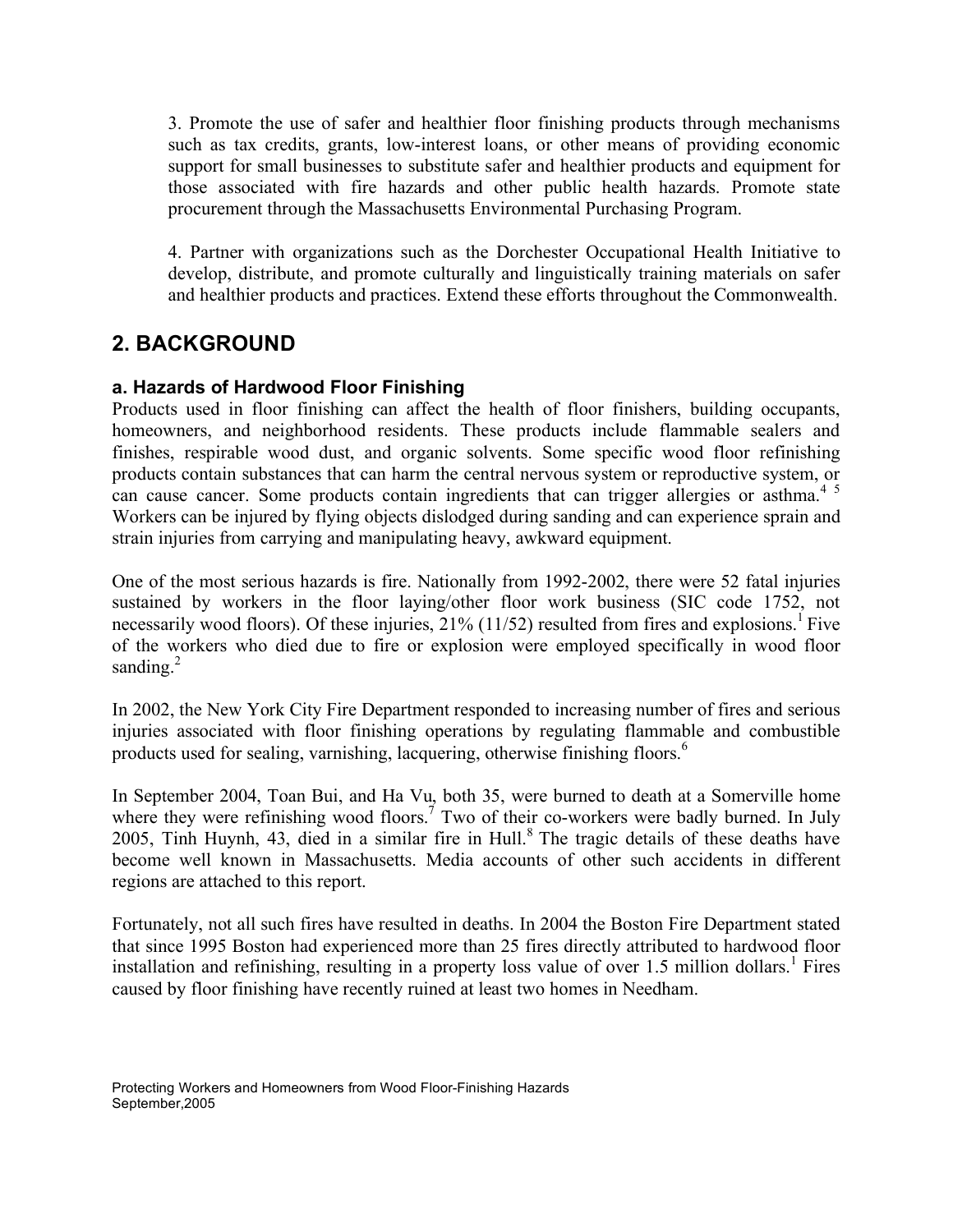3. Promote the use of safer and healthier floor finishing products through mechanisms such as tax credits, grants, low-interest loans, or other means of providing economic support for small businesses to substitute safer and healthier products and equipment for those associated with fire hazards and other public health hazards. Promote state procurement through the Massachusetts Environmental Purchasing Program.

4. Partner with organizations such as the Dorchester Occupational Health Initiative to develop, distribute, and promote culturally and linguistically training materials on safer and healthier products and practices. Extend these efforts throughout the Commonwealth.

## 2. BACKGROUND

### a. Hazards of Hardwood Floor Finishing

Products used in floor finishing can affect the health of floor finishers, building occupants, homeowners, and neighborhood residents. These products include flammable sealers and finishes, respirable wood dust, and organic solvents. Some specific wood floor refinishing products contain substances that can harm the central nervous system or reproductive system, or can cause cancer. Some products contain ingredients that can trigger allergies or asthma.[4 5] Workers can be injured by flying objects dislodged during sanding and can experience sprain and strain injuries from carrying and manipulating heavy, awkward equipment.

One of the most serious hazards is fire. Nationally from 1992-2002, there were 52 fatal injuries sustained by workers in the floor laying/other floor work business (SIC code 1752, not necessarily wood floors). Of these injuries, 21% (11/52) resulted from fires and explosions.[1] Five of the workers who died due to fire or explosion were employed specifically in wood floor sanding.[2]

In 2002, the New York City Fire Department responded to increasing number of fires and serious injuries associated with floor finishing operations by regulating flammable and combustible products used for sealing, varnishing, lacquering, otherwise finishing floors.[6]

In September 2004, Toan Bui, and Ha Vu, both 35, were burned to death at a Somerville home where they were refinishing wood floors.[7] Two of their co-workers were badly burned. In July 2005, Tinh Huynh, 43, died in a similar fire in Hull.[8] The tragic details of these deaths have become well known in Massachusetts. Media accounts of other such accidents in different regions are attached to this report.

Fortunately, not all such fires have resulted in deaths. In 2004 the Boston Fire Department stated that since 1995 Boston had experienced more than 25 fires directly attributed to hardwood floor installation and refinishing, resulting in a property loss value of over 1.5 million dollars.[1] Fires caused by floor finishing have recently ruined at least two homes in Needham.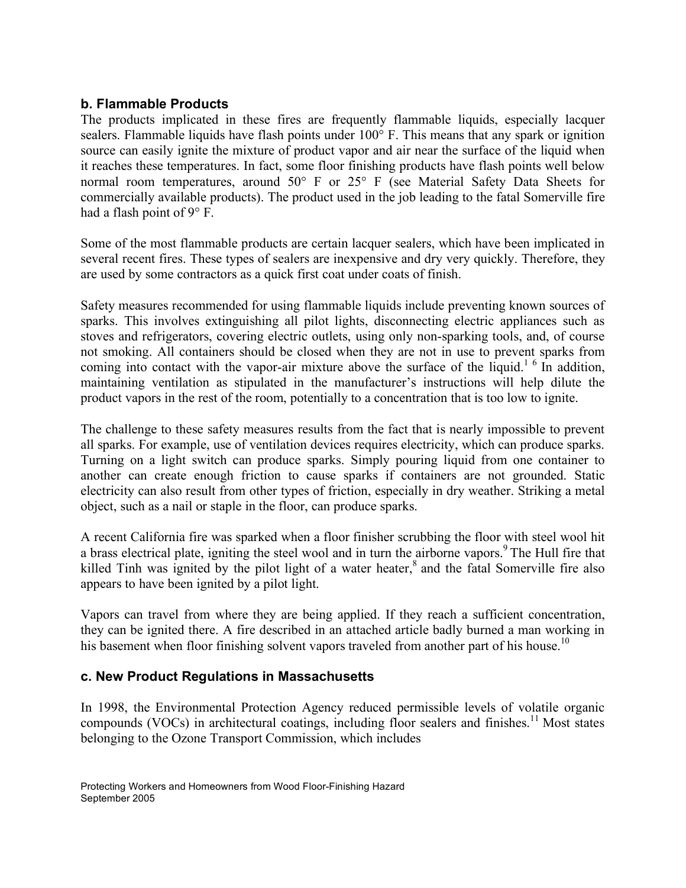### b. Flammable Products

The products implicated in these fires are frequently flammable liquids, especially lacquer sealers. Flammable liquids have flash points under 100° F. This means that any spark or ignition source can easily ignite the mixture of product vapor and air near the surface of the liquid when it reaches these temperatures. In fact, some floor finishing products have flash points well below normal room temperatures, around 50° F or 25° F (see Material Safety Data Sheets for commercially available products). The product used in the job leading to the fatal Somerville fire had a flash point of 9° F.

Some of the most flammable products are certain lacquer sealers, which have been implicated in several recent fires. These types of sealers are inexpensive and dry very quickly. Therefore, they are used by some contractors as a quick first coat under coats of finish.

Safety measures recommended for using flammable liquids include preventing known sources of sparks. This involves extinguishing all pilot lights, disconnecting electric appliances such as stoves and refrigerators, covering electric outlets, using only non-sparking tools, and, of course not smoking. All containers should be closed when they are not in use to prevent sparks from coming into contact with the vapor-air mixture above the surface of the liquid.[1 6] In addition, maintaining ventilation as stipulated in the manufacturer's instructions will help dilute the product vapors in the rest of the room, potentially to a concentration that is too low to ignite.

The challenge to these safety measures results from the fact that is nearly impossible to prevent all sparks. For example, use of ventilation devices requires electricity, which can produce sparks. Turning on a light switch can produce sparks. Simply pouring liquid from one container to another can create enough friction to cause sparks if containers are not grounded. Static electricity can also result from other types of friction, especially in dry weather. Striking a metal object, such as a nail or staple in the floor, can produce sparks.

A recent California fire was sparked when a floor finisher scrubbing the floor with steel wool hit a brass electrical plate, igniting the steel wool and in turn the airborne vapors.[9] The Hull fire that killed Tinh was ignited by the pilot light of a water heater,[8] and the fatal Somerville fire also appears to have been ignited by a pilot light.

Vapors can travel from where they are being applied. If they reach a sufficient concentration, they can be ignited there. A fire described in an attached article badly burned a man working in his basement when floor finishing solvent vapors traveled from another part of his house.[10]

### c. New Product Regulations in Massachusetts

In 1998, the Environmental Protection Agency reduced permissible levels of volatile organic compounds (VOCs) in architectural coatings, including floor sealers and finishes.[11] Most states belonging to the Ozone Transport Commission, which includes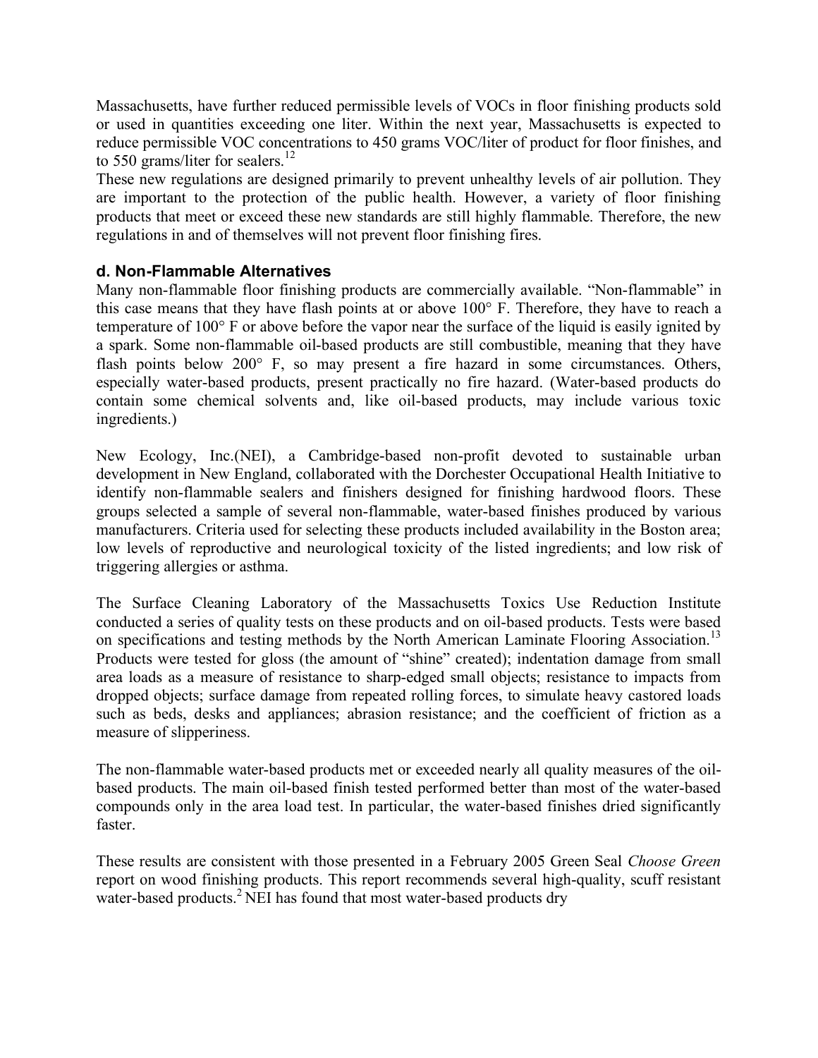Massachusetts, have further reduced permissible levels of VOCs in floor finishing products sold or used in quantities exceeding one liter. Within the next year, Massachusetts is expected to reduce permissible VOC concentrations to 450 grams VOC/liter of product for floor finishes, and to 550 grams/liter for sealers.[12]

These new regulations are designed primarily to prevent unhealthy levels of air pollution. They are important to the protection of the public health. However, a variety of floor finishing products that meet or exceed these new standards are still highly flammable. Therefore, the new regulations in and of themselves will not prevent floor finishing fires.

### d. Non-Flammable Alternatives

Many non-flammable floor finishing products are commercially available. "Non-flammable" in this case means that they have flash points at or above 100° F. Therefore, they have to reach a temperature of 100° F or above before the vapor near the surface of the liquid is easily ignited by a spark. Some non-flammable oil-based products are still combustible, meaning that they have flash points below 200° F, so may present a fire hazard in some circumstances. Others, especially water-based products, present practically no fire hazard. (Water-based products do contain some chemical solvents and, like oil-based products, may include various toxic ingredients.)

New Ecology, Inc.(NEI), a Cambridge-based non-profit devoted to sustainable urban development in New England, collaborated with the Dorchester Occupational Health Initiative to identify non-flammable sealers and finishers designed for finishing hardwood floors. These groups selected a sample of several non-flammable, water-based finishes produced by various manufacturers. Criteria used for selecting these products included availability in the Boston area; low levels of reproductive and neurological toxicity of the listed ingredients; and low risk of triggering allergies or asthma.

The Surface Cleaning Laboratory of the Massachusetts Toxics Use Reduction Institute conducted a series of quality tests on these products and on oil-based products. Tests were based on specifications and testing methods by the North American Laminate Flooring Association.[13] Products were tested for gloss (the amount of "shine" created); indentation damage from small area loads as a measure of resistance to sharp-edged small objects; resistance to impacts from dropped objects; surface damage from repeated rolling forces, to simulate heavy castored loads such as beds, desks and appliances; abrasion resistance; and the coefficient of friction as a measure of slipperiness.

The non-flammable water-based products met or exceeded nearly all quality measures of the oil-based products. The main oil-based finish tested performed better than most of the water-based compounds only in the area load test. In particular, the water-based finishes dried significantly faster.

These results are consistent with those presented in a February 2005 Green Seal *Choose Green* report on wood finishing products. This report recommends several high-quality, scuff resistant water-based products.[2] NEI has found that most water-based products dry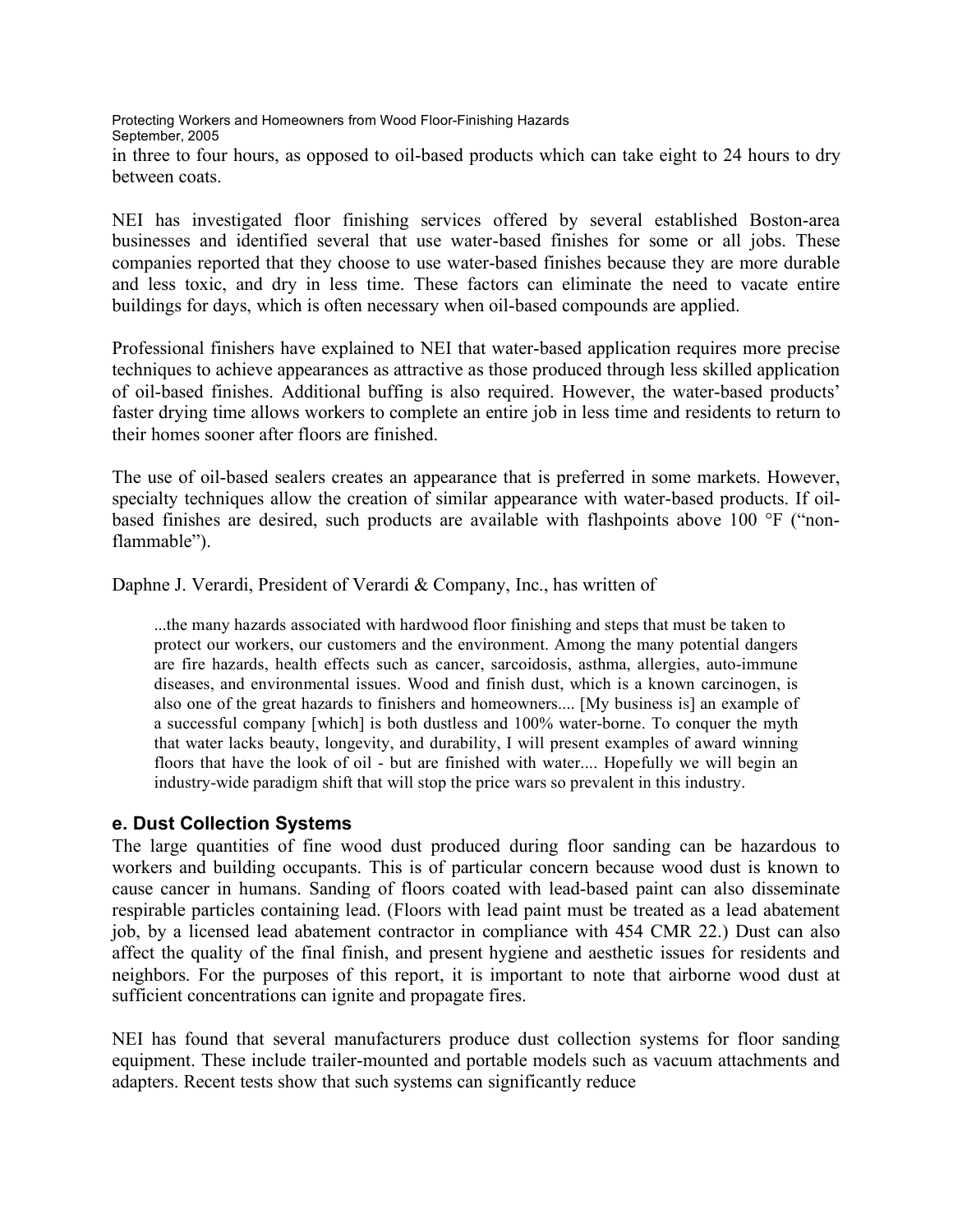in three to four hours, as opposed to oil-based products which can take eight to 24 hours to dry between coats.

NEI has investigated floor finishing services offered by several established Boston-area businesses and identified several that use water-based finishes for some or all jobs. These companies reported that they choose to use water-based finishes because they are more durable and less toxic, and dry in less time. These factors can eliminate the need to vacate entire buildings for days, which is often necessary when oil-based compounds are applied.

Professional finishers have explained to NEI that water-based application requires more precise techniques to achieve appearances as attractive as those produced through less skilled application of oil-based finishes. Additional buffing is also required. However, the water-based products' faster drying time allows workers to complete an entire job in less time and residents to return to their homes sooner after floors are finished.

The use of oil-based sealers creates an appearance that is preferred in some markets. However, specialty techniques allow the creation of similar appearance with water-based products. If oil-based finishes are desired, such products are available with flashpoints above 100 °F ("non-flammable").

Daphne J. Verardi, President of Verardi & Company, Inc., has written of

> ...the many hazards associated with hardwood floor finishing and steps that must be taken to protect our workers, our customers and the environment. Among the many potential dangers are fire hazards, health effects such as cancer, sarcoidosis, asthma, allergies, auto-immune diseases, and environmental issues. Wood and finish dust, which is a known carcinogen, is also one of the great hazards to finishers and homeowners.... [My business is] an example of a successful company [which] is both dustless and 100% water-borne. To conquer the myth that water lacks beauty, longevity, and durability, I will present examples of award winning floors that have the look of oil - but are finished with water.... Hopefully we will begin an industry-wide paradigm shift that will stop the price wars so prevalent in this industry.

### e. Dust Collection Systems

The large quantities of fine wood dust produced during floor sanding can be hazardous to workers and building occupants. This is of particular concern because wood dust is known to cause cancer in humans. Sanding of floors coated with lead-based paint can also disseminate respirable particles containing lead. (Floors with lead paint must be treated as a lead abatement job, by a licensed lead abatement contractor in compliance with 454 CMR 22.) Dust can also affect the quality of the final finish, and present hygiene and aesthetic issues for residents and neighbors. For the purposes of this report, it is important to note that airborne wood dust at sufficient concentrations can ignite and propagate fires.

NEI has found that several manufacturers produce dust collection systems for floor sanding equipment. These include trailer-mounted and portable models such as vacuum attachments and adapters. Recent tests show that such systems can significantly reduce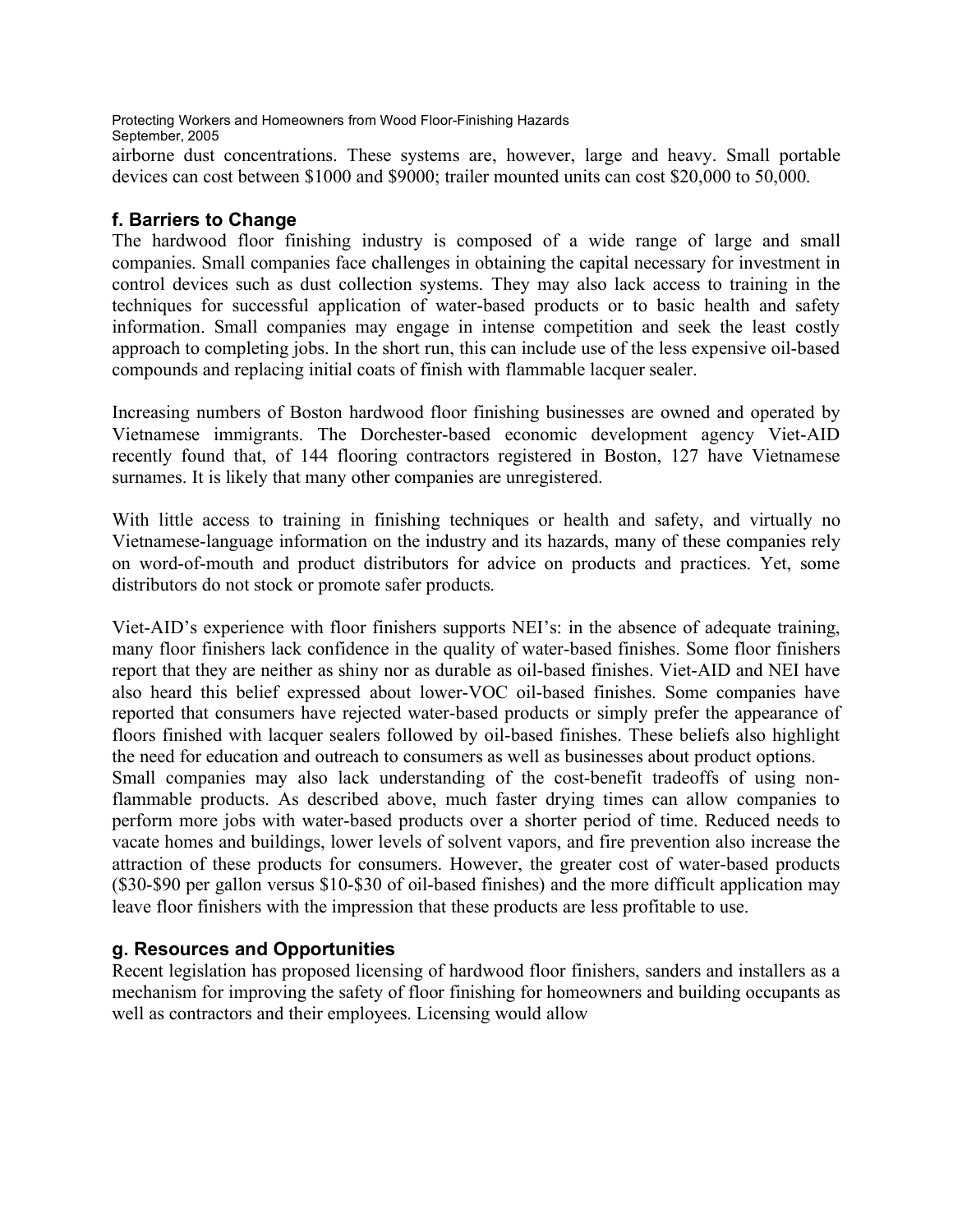airborne dust concentrations. These systems are, however, large and heavy. Small portable devices can cost between $1000 and $9000; trailer mounted units can cost $20,000 to 50,000.

### f. Barriers to Change

The hardwood floor finishing industry is composed of a wide range of large and small companies. Small companies face challenges in obtaining the capital necessary for investment in control devices such as dust collection systems. They may also lack access to training in the techniques for successful application of water-based products or to basic health and safety information. Small companies may engage in intense competition and seek the least costly approach to completing jobs. In the short run, this can include use of the less expensive oil-based compounds and replacing initial coats of finish with flammable lacquer sealer.

Increasing numbers of Boston hardwood floor finishing businesses are owned and operated by Vietnamese immigrants. The Dorchester-based economic development agency Viet-AID recently found that, of 144 flooring contractors registered in Boston, 127 have Vietnamese surnames. It is likely that many other companies are unregistered.

With little access to training in finishing techniques or health and safety, and virtually no Vietnamese-language information on the industry and its hazards, many of these companies rely on word-of-mouth and product distributors for advice on products and practices. Yet, some distributors do not stock or promote safer products.

Viet-AID's experience with floor finishers supports NEI's: in the absence of adequate training, many floor finishers lack confidence in the quality of water-based finishes. Some floor finishers report that they are neither as shiny nor as durable as oil-based finishes. Viet-AID and NEI have also heard this belief expressed about lower-VOC oil-based finishes. Some companies have reported that consumers have rejected water-based products or simply prefer the appearance of floors finished with lacquer sealers followed by oil-based finishes. These beliefs also highlight the need for education and outreach to consumers as well as businesses about product options.

Small companies may also lack understanding of the cost-benefit tradeoffs of using non-flammable products. As described above, much faster drying times can allow companies to perform more jobs with water-based products over a shorter period of time. Reduced needs to vacate homes and buildings, lower levels of solvent vapors, and fire prevention also increase the attraction of these products for consumers. However, the greater cost of water-based products ($30-$90 per gallon versus $10-$30 of oil-based finishes) and the more difficult application may leave floor finishers with the impression that these products are less profitable to use.

### g. Resources and Opportunities

Recent legislation has proposed licensing of hardwood floor finishers, sanders and installers as a mechanism for improving the safety of floor finishing for homeowners and building occupants as well as contractors and their employees. Licensing would allow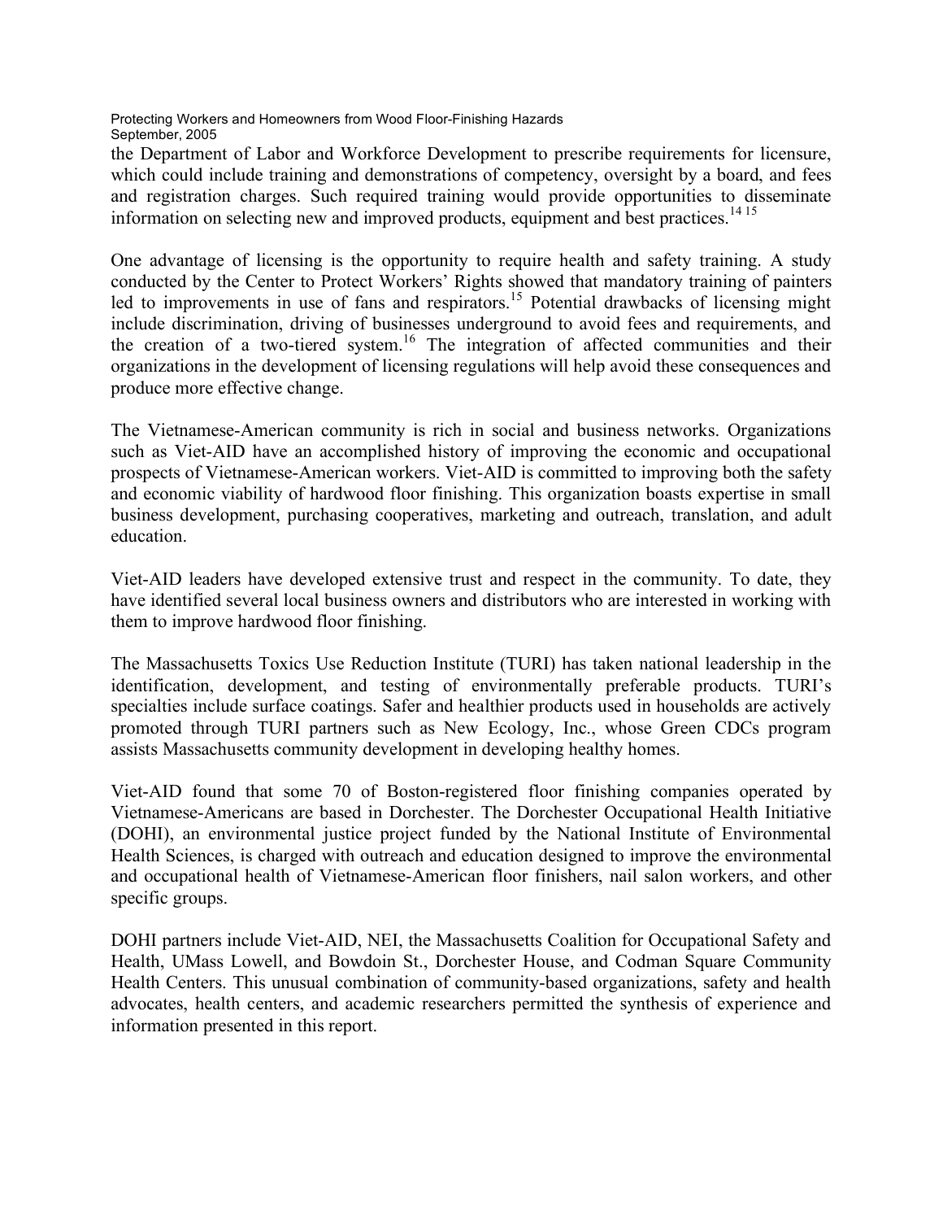the Department of Labor and Workforce Development to prescribe requirements for licensure, which could include training and demonstrations of competency, oversight by a board, and fees and registration charges. Such required training would provide opportunities to disseminate information on selecting new and improved products, equipment and best practices.[14 15]

One advantage of licensing is the opportunity to require health and safety training. A study conducted by the Center to Protect Workers' Rights showed that mandatory training of painters led to improvements in use of fans and respirators.[15] Potential drawbacks of licensing might include discrimination, driving of businesses underground to avoid fees and requirements, and the creation of a two-tiered system.[16] The integration of affected communities and their organizations in the development of licensing regulations will help avoid these consequences and produce more effective change.

The Vietnamese-American community is rich in social and business networks. Organizations such as Viet-AID have an accomplished history of improving the economic and occupational prospects of Vietnamese-American workers. Viet-AID is committed to improving both the safety and economic viability of hardwood floor finishing. This organization boasts expertise in small business development, purchasing cooperatives, marketing and outreach, translation, and adult education.

Viet-AID leaders have developed extensive trust and respect in the community. To date, they have identified several local business owners and distributors who are interested in working with them to improve hardwood floor finishing.

The Massachusetts Toxics Use Reduction Institute (TURI) has taken national leadership in the identification, development, and testing of environmentally preferable products. TURI's specialties include surface coatings. Safer and healthier products used in households are actively promoted through TURI partners such as New Ecology, Inc., whose Green CDCs program assists Massachusetts community development in developing healthy homes.

Viet-AID found that some 70 of Boston-registered floor finishing companies operated by Vietnamese-Americans are based in Dorchester. The Dorchester Occupational Health Initiative (DOHI), an environmental justice project funded by the National Institute of Environmental Health Sciences, is charged with outreach and education designed to improve the environmental and occupational health of Vietnamese-American floor finishers, nail salon workers, and other specific groups.

DOHI partners include Viet-AID, NEI, the Massachusetts Coalition for Occupational Safety and Health, UMass Lowell, and Bowdoin St., Dorchester House, and Codman Square Community Health Centers. This unusual combination of community-based organizations, safety and health advocates, health centers, and academic researchers permitted the synthesis of experience and information presented in this report.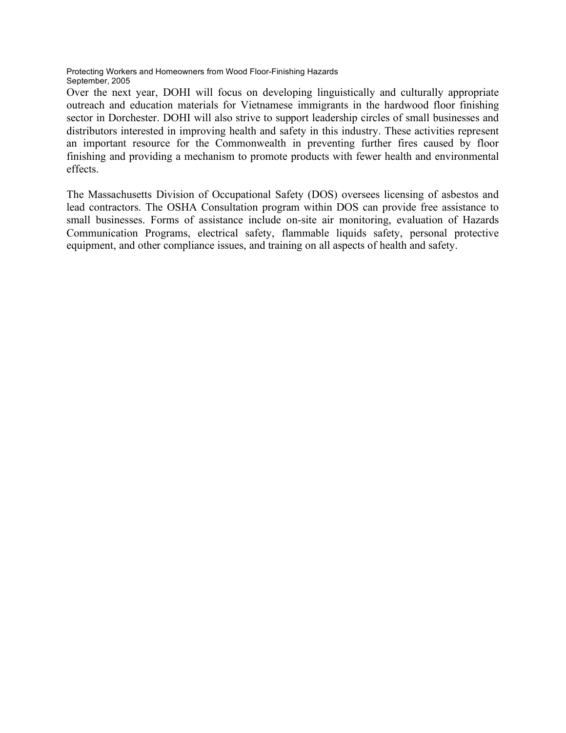Over the next year, DOHI will focus on developing linguistically and culturally appropriate outreach and education materials for Vietnamese immigrants in the hardwood floor finishing sector in Dorchester. DOHI will also strive to support leadership circles of small businesses and distributors interested in improving health and safety in this industry. These activities represent an important resource for the Commonwealth in preventing further fires caused by floor finishing and providing a mechanism to promote products with fewer health and environmental effects.

The Massachusetts Division of Occupational Safety (DOS) oversees licensing of asbestos and lead contractors. The OSHA Consultation program within DOS can provide free assistance to small businesses. Forms of assistance include on-site air monitoring, evaluation of Hazards Communication Programs, electrical safety, flammable liquids safety, personal protective equipment, and other compliance issues, and training on all aspects of health and safety.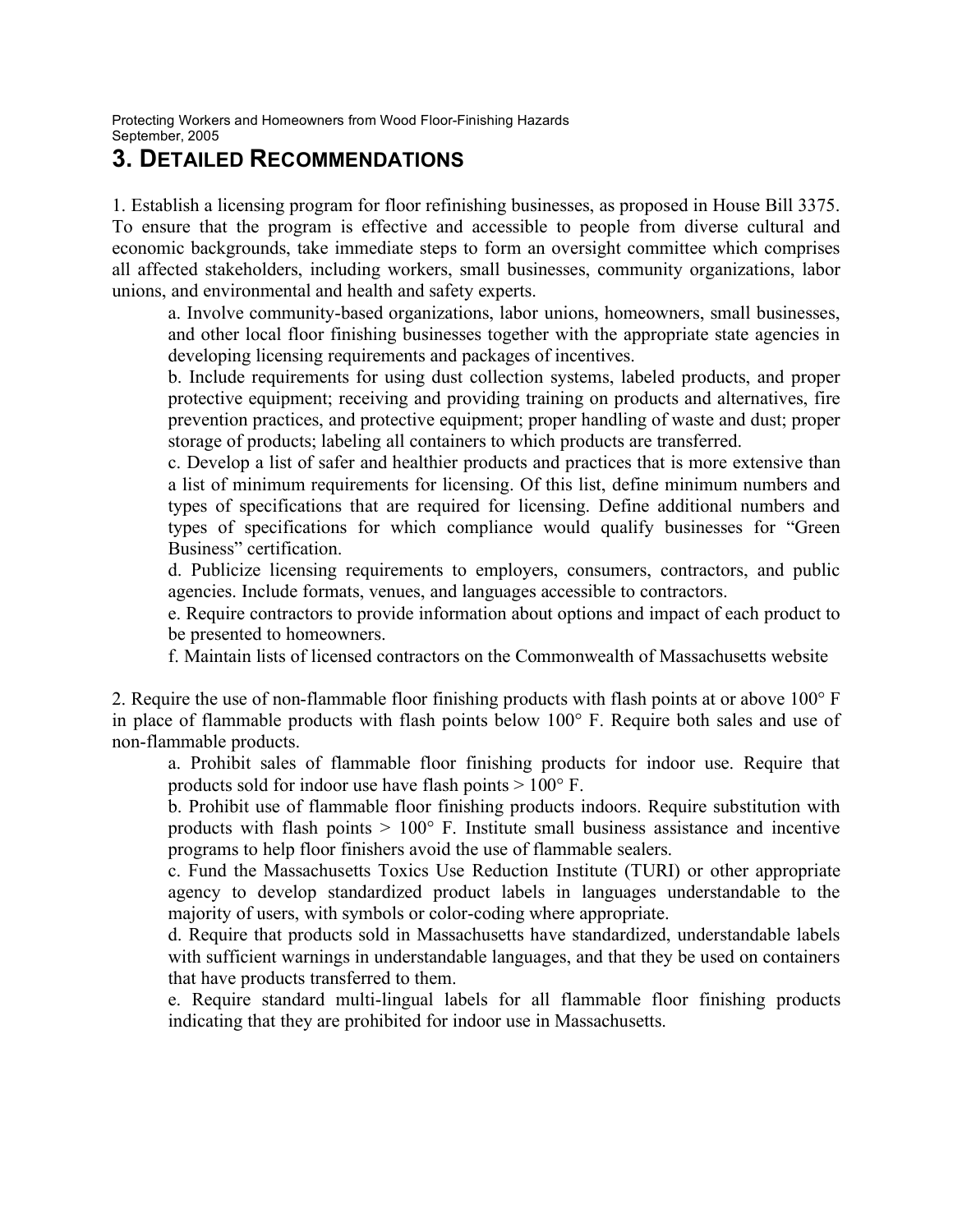## 3. Detailed Recommendations

1. Establish a licensing program for floor refinishing businesses, as proposed in House Bill 3375. To ensure that the program is effective and accessible to people from diverse cultural and economic backgrounds, take immediate steps to form an oversight committee which comprises all affected stakeholders, including workers, small businesses, community organizations, labor unions, and environmental and health and safety experts.

   a. Involve community-based organizations, labor unions, homeowners, small businesses, and other local floor finishing businesses together with the appropriate state agencies in developing licensing requirements and packages of incentives.

   b. Include requirements for using dust collection systems, labeled products, and proper protective equipment; receiving and providing training on products and alternatives, fire prevention practices, and protective equipment; proper handling of waste and dust; proper storage of products; labeling all containers to which products are transferred.

   c. Develop a list of safer and healthier products and practices that is more extensive than a list of minimum requirements for licensing. Of this list, define minimum numbers and types of specifications that are required for licensing. Define additional numbers and types of specifications for which compliance would qualify businesses for "Green Business" certification.

   d. Publicize licensing requirements to employers, consumers, contractors, and public agencies. Include formats, venues, and languages accessible to contractors.

   e. Require contractors to provide information about options and impact of each product to be presented to homeowners.

   f. Maintain lists of licensed contractors on the Commonwealth of Massachusetts website

2. Require the use of non-flammable floor finishing products with flash points at or above 100° F in place of flammable products with flash points below 100° F. Require both sales and use of non-flammable products.

   a. Prohibit sales of flammable floor finishing products for indoor use. Require that products sold for indoor use have flash points > 100° F.

   b. Prohibit use of flammable floor finishing products indoors. Require substitution with products with flash points > 100° F. Institute small business assistance and incentive programs to help floor finishers avoid the use of flammable sealers.

   c. Fund the Massachusetts Toxics Use Reduction Institute (TURI) or other appropriate agency to develop standardized product labels in languages understandable to the majority of users, with symbols or color-coding where appropriate.

   d. Require that products sold in Massachusetts have standardized, understandable labels with sufficient warnings in understandable languages, and that they be used on containers that have products transferred to them.

   e. Require standard multi-lingual labels for all flammable floor finishing products indicating that they are prohibited for indoor use in Massachusetts.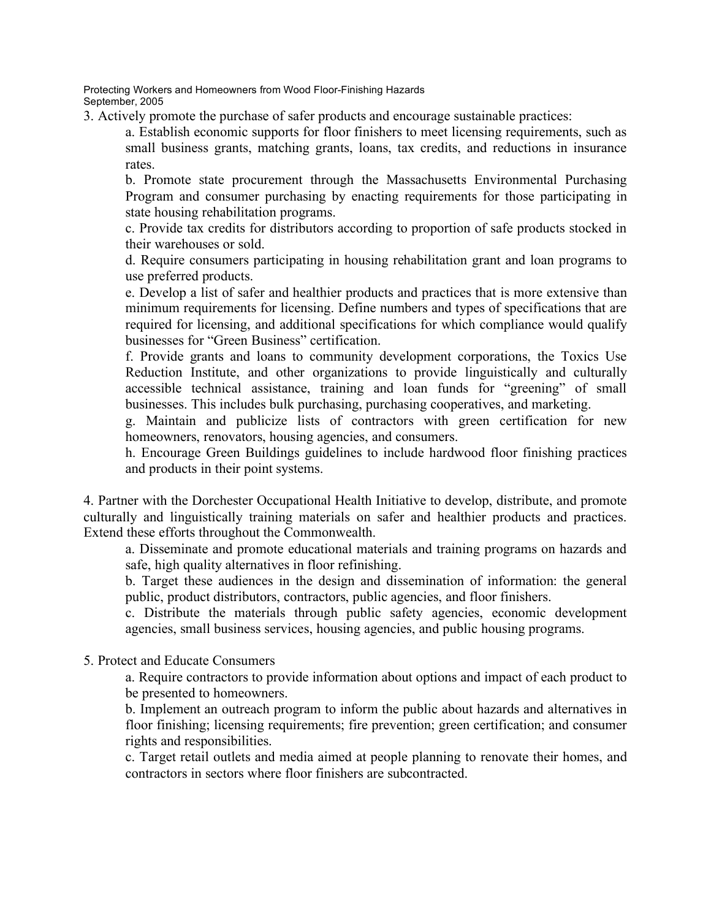3. Actively promote the purchase of safer products and encourage sustainable practices:

   a. Establish economic supports for floor finishers to meet licensing requirements, such as small business grants, matching grants, loans, tax credits, and reductions in insurance rates.

   b. Promote state procurement through the Massachusetts Environmental Purchasing Program and consumer purchasing by enacting requirements for those participating in state housing rehabilitation programs.

   c. Provide tax credits for distributors according to proportion of safe products stocked in their warehouses or sold.

   d. Require consumers participating in housing rehabilitation grant and loan programs to use preferred products.

   e. Develop a list of safer and healthier products and practices that is more extensive than minimum requirements for licensing. Define numbers and types of specifications that are required for licensing, and additional specifications for which compliance would qualify businesses for "Green Business" certification.

   f. Provide grants and loans to community development corporations, the Toxics Use Reduction Institute, and other organizations to provide linguistically and culturally accessible technical assistance, training and loan funds for "greening" of small businesses. This includes bulk purchasing, purchasing cooperatives, and marketing.

   g. Maintain and publicize lists of contractors with green certification for new homeowners, renovators, housing agencies, and consumers.

   h. Encourage Green Buildings guidelines to include hardwood floor finishing practices and products in their point systems.

4. Partner with the Dorchester Occupational Health Initiative to develop, distribute, and promote culturally and linguistically training materials on safer and healthier products and practices. Extend these efforts throughout the Commonwealth.

   a. Disseminate and promote educational materials and training programs on hazards and safe, high quality alternatives in floor refinishing.

   b. Target these audiences in the design and dissemination of information: the general public, product distributors, contractors, public agencies, and floor finishers.

   c. Distribute the materials through public safety agencies, economic development agencies, small business services, housing agencies, and public housing programs.

5. Protect and Educate Consumers

   a. Require contractors to provide information about options and impact of each product to be presented to homeowners.

   b. Implement an outreach program to inform the public about hazards and alternatives in floor finishing; licensing requirements; fire prevention; green certification; and consumer rights and responsibilities.

   c. Target retail outlets and media aimed at people planning to renovate their homes, and contractors in sectors where floor finishers are subcontracted.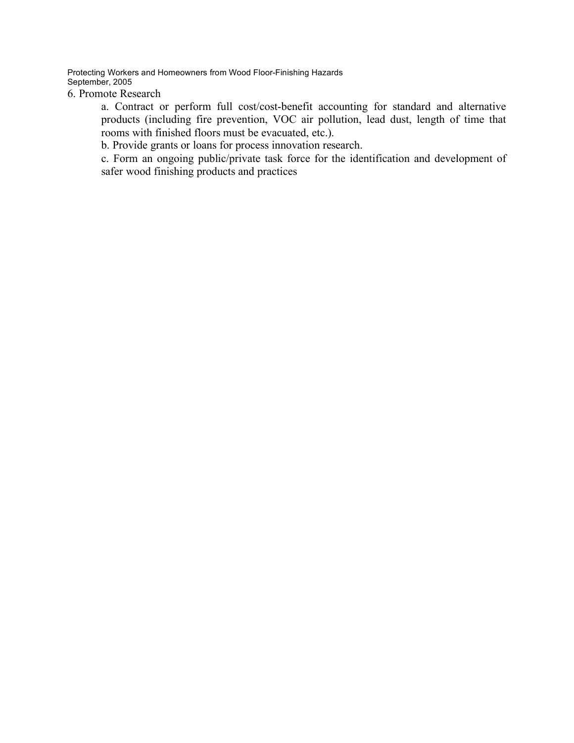6. Promote Research

a. Contract or perform full cost/cost-benefit accounting for standard and alternative products (including fire prevention, VOC air pollution, lead dust, length of time that rooms with finished floors must be evacuated, etc.).

b. Provide grants or loans for process innovation research.

c. Form an ongoing public/private task force for the identification and development of safer wood finishing products and practices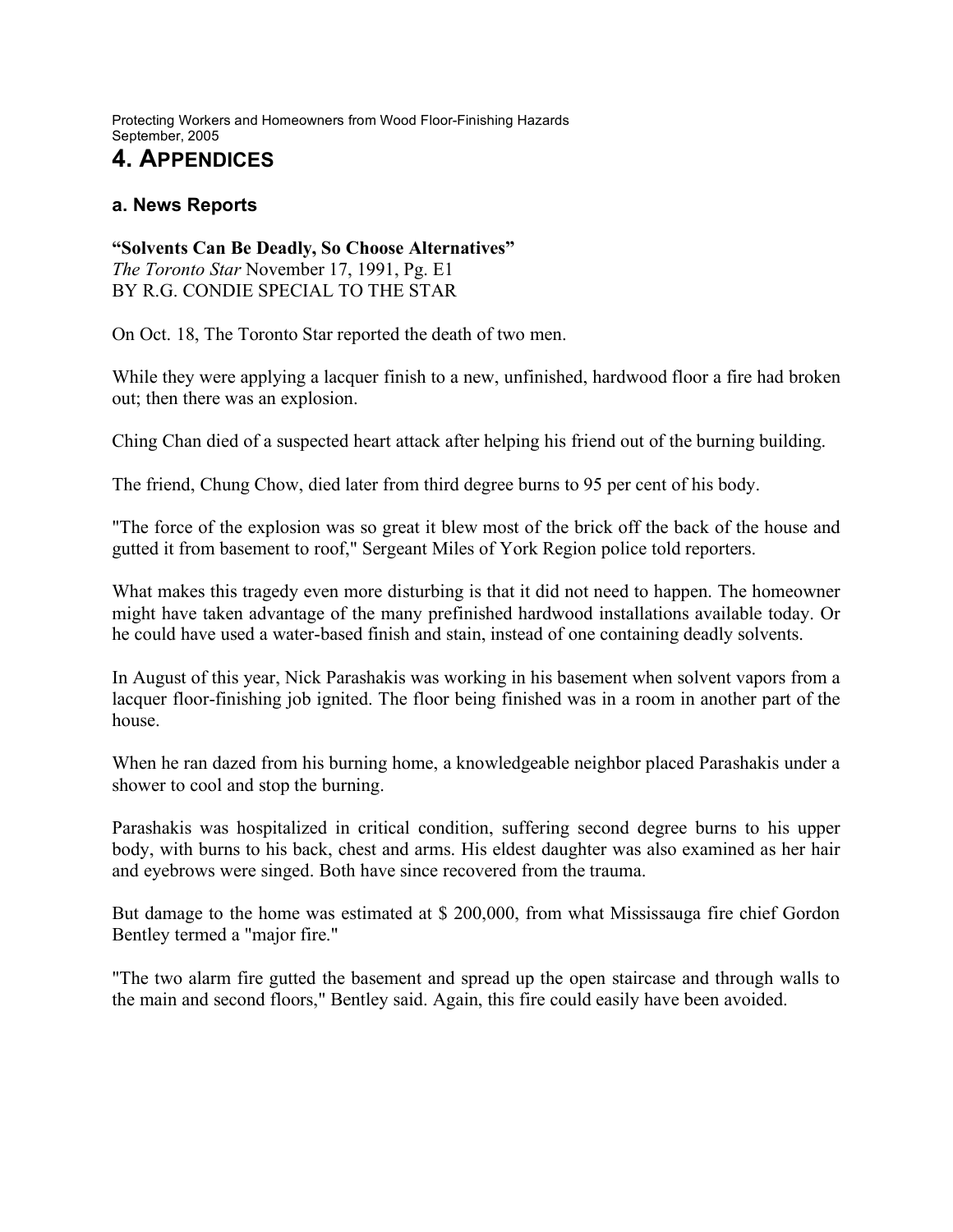# 4. APPENDICES

## a. News Reports

**"Solvents Can Be Deadly, So Choose Alternatives"**
*The Toronto Star* November 17, 1991, Pg. E1
BY R.G. CONDIE SPECIAL TO THE STAR

On Oct. 18, The Toronto Star reported the death of two men.

While they were applying a lacquer finish to a new, unfinished, hardwood floor a fire had broken out; then there was an explosion.

Ching Chan died of a suspected heart attack after helping his friend out of the burning building.

The friend, Chung Chow, died later from third degree burns to 95 per cent of his body.

"The force of the explosion was so great it blew most of the brick off the back of the house and gutted it from basement to roof," Sergeant Miles of York Region police told reporters.

What makes this tragedy even more disturbing is that it did not need to happen. The homeowner might have taken advantage of the many prefinished hardwood installations available today. Or he could have used a water-based finish and stain, instead of one containing deadly solvents.

In August of this year, Nick Parashakis was working in his basement when solvent vapors from a lacquer floor-finishing job ignited. The floor being finished was in a room in another part of the house.

When he ran dazed from his burning home, a knowledgeable neighbor placed Parashakis under a shower to cool and stop the burning.

Parashakis was hospitalized in critical condition, suffering second degree burns to his upper body, with burns to his back, chest and arms. His eldest daughter was also examined as her hair and eyebrows were singed. Both have since recovered from the trauma.

But damage to the home was estimated at $ 200,000, from what Mississauga fire chief Gordon Bentley termed a "major fire."

"The two alarm fire gutted the basement and spread up the open staircase and through walls to the main and second floors," Bentley said. Again, this fire could easily have been avoided.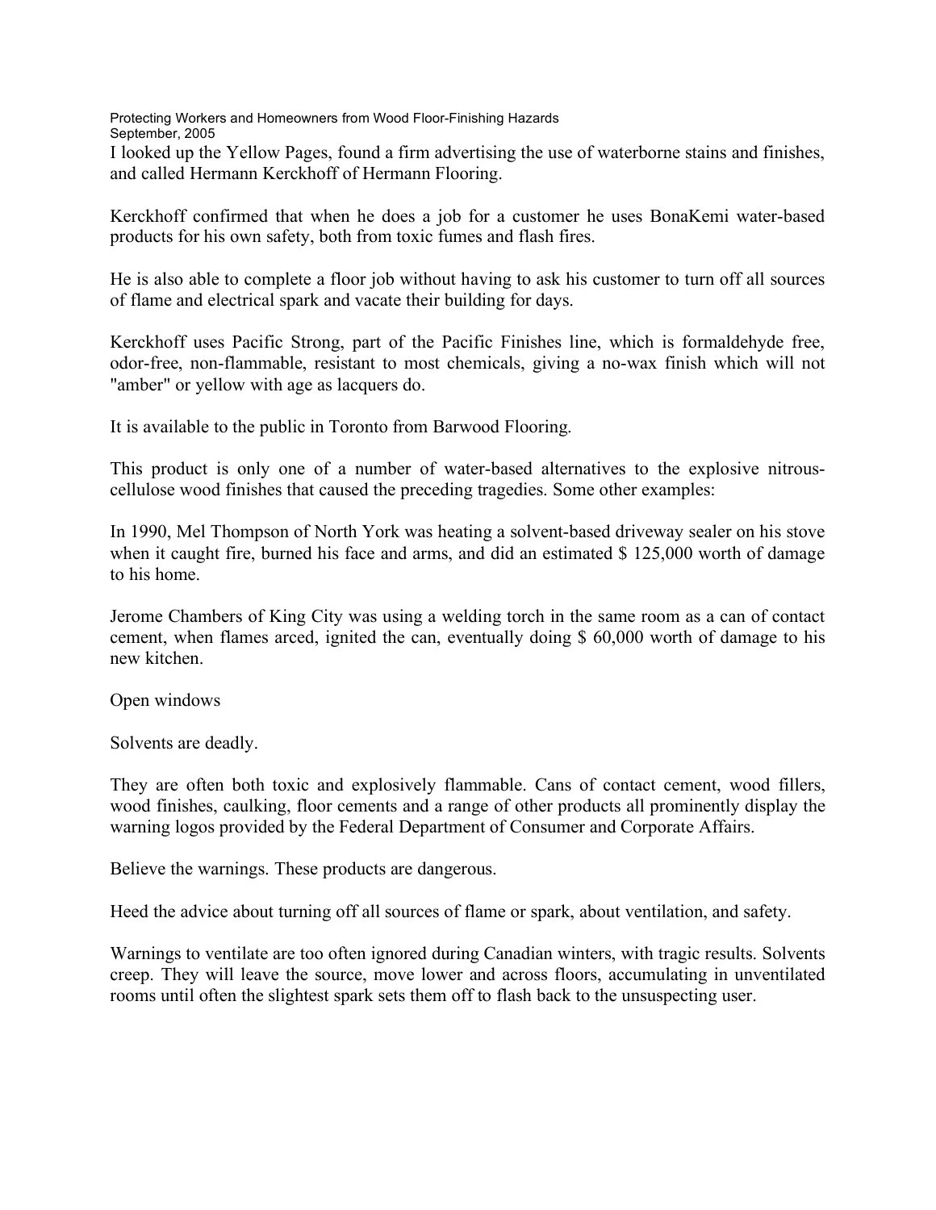I looked up the Yellow Pages, found a firm advertising the use of waterborne stains and finishes, and called Hermann Kerckhoff of Hermann Flooring.

Kerckhoff confirmed that when he does a job for a customer he uses BonaKemi water-based products for his own safety, both from toxic fumes and flash fires.

He is also able to complete a floor job without having to ask his customer to turn off all sources of flame and electrical spark and vacate their building for days.

Kerckhoff uses Pacific Strong, part of the Pacific Finishes line, which is formaldehyde free, odor-free, non-flammable, resistant to most chemicals, giving a no-wax finish which will not "amber" or yellow with age as lacquers do.

It is available to the public in Toronto from Barwood Flooring.

This product is only one of a number of water-based alternatives to the explosive nitrous-cellulose wood finishes that caused the preceding tragedies. Some other examples:

In 1990, Mel Thompson of North York was heating a solvent-based driveway sealer on his stove when it caught fire, burned his face and arms, and did an estimated $ 125,000 worth of damage to his home.

Jerome Chambers of King City was using a welding torch in the same room as a can of contact cement, when flames arced, ignited the can, eventually doing $ 60,000 worth of damage to his new kitchen.

Open windows

Solvents are deadly.

They are often both toxic and explosively flammable. Cans of contact cement, wood fillers, wood finishes, caulking, floor cements and a range of other products all prominently display the warning logos provided by the Federal Department of Consumer and Corporate Affairs.

Believe the warnings. These products are dangerous.

Heed the advice about turning off all sources of flame or spark, about ventilation, and safety.

Warnings to ventilate are too often ignored during Canadian winters, with tragic results. Solvents creep. They will leave the source, move lower and across floors, accumulating in unventilated rooms until often the slightest spark sets them off to flash back to the unsuspecting user.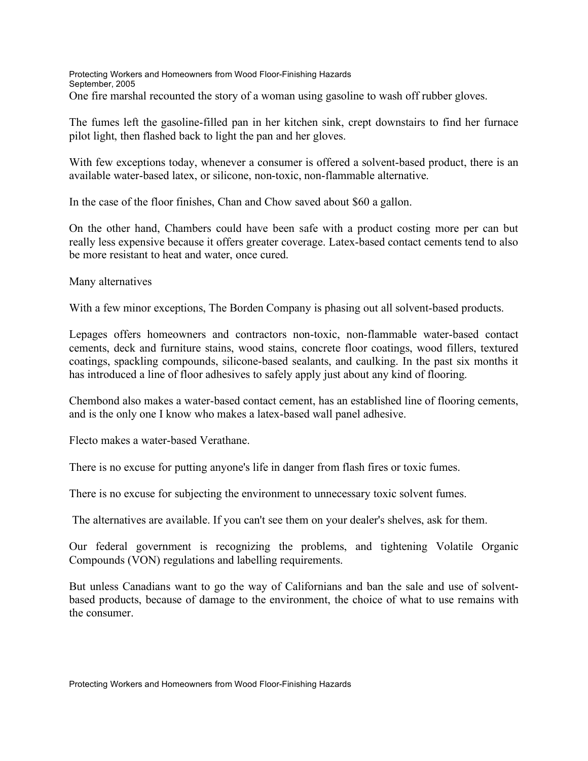One fire marshal recounted the story of a woman using gasoline to wash off rubber gloves.

The fumes left the gasoline-filled pan in her kitchen sink, crept downstairs to find her furnace pilot light, then flashed back to light the pan and her gloves.

With few exceptions today, whenever a consumer is offered a solvent-based product, there is an available water-based latex, or silicone, non-toxic, non-flammable alternative.

In the case of the floor finishes, Chan and Chow saved about $60 a gallon.

On the other hand, Chambers could have been safe with a product costing more per can but really less expensive because it offers greater coverage. Latex-based contact cements tend to also be more resistant to heat and water, once cured.

Many alternatives

With a few minor exceptions, The Borden Company is phasing out all solvent-based products.

Lepages offers homeowners and contractors non-toxic, non-flammable water-based contact cements, deck and furniture stains, wood stains, concrete floor coatings, wood fillers, textured coatings, spackling compounds, silicone-based sealants, and caulking. In the past six months it has introduced a line of floor adhesives to safely apply just about any kind of flooring.

Chembond also makes a water-based contact cement, has an established line of flooring cements, and is the only one I know who makes a latex-based wall panel adhesive.

Flecto makes a water-based Verathane.

There is no excuse for putting anyone's life in danger from flash fires or toxic fumes.

There is no excuse for subjecting the environment to unnecessary toxic solvent fumes.

The alternatives are available. If you can't see them on your dealer's shelves, ask for them.

Our federal government is recognizing the problems, and tightening Volatile Organic Compounds (VON) regulations and labelling requirements.

But unless Canadians want to go the way of Californians and ban the sale and use of solvent-based products, because of damage to the environment, the choice of what to use remains with the consumer.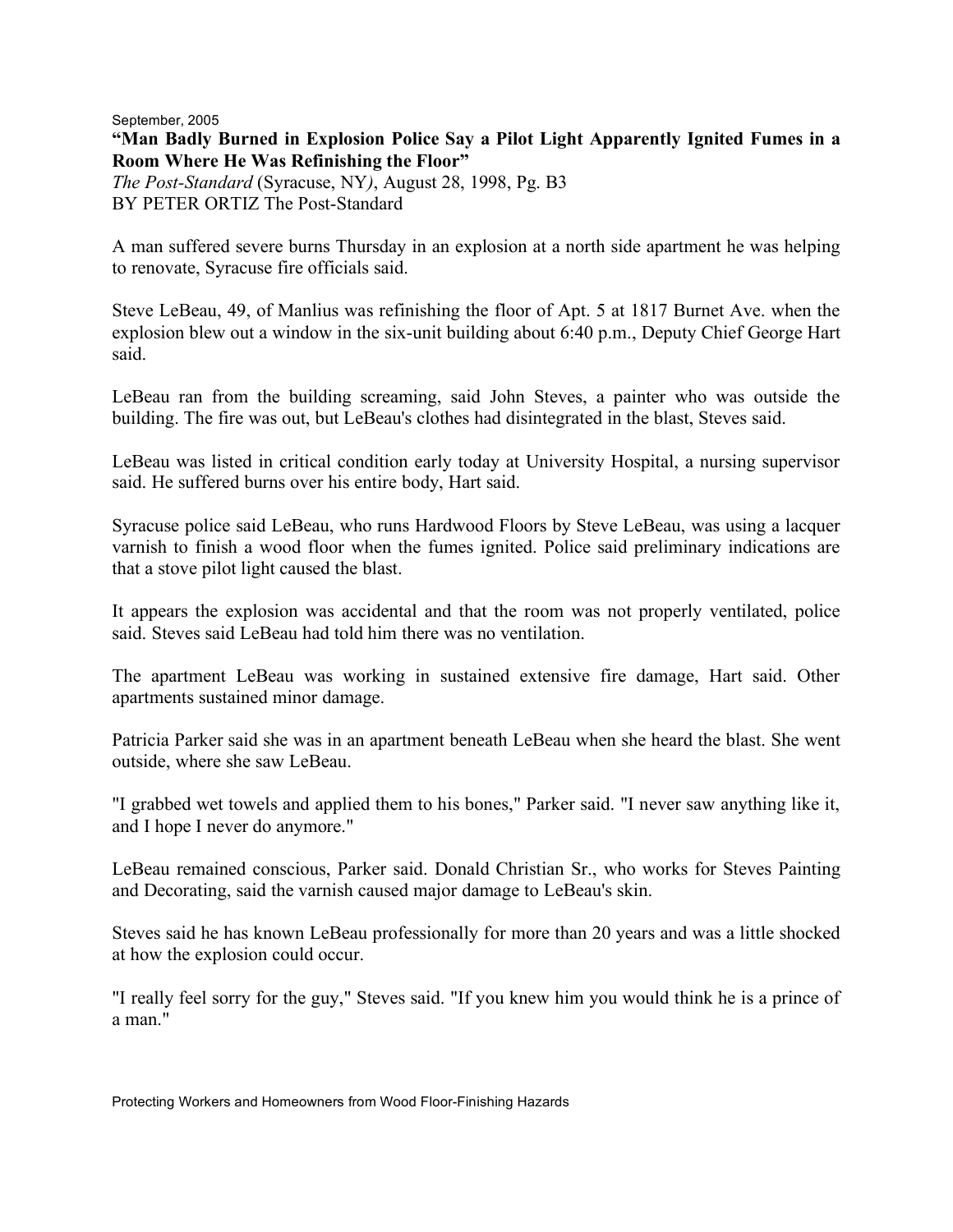September, 2005

**"Man Badly Burned in Explosion Police Say a Pilot Light Apparently Ignited Fumes in a Room Where He Was Refinishing the Floor"**

*The Post-Standard* (Syracuse, NY*)*, August 28, 1998, Pg. B3

BY PETER ORTIZ The Post-Standard

A man suffered severe burns Thursday in an explosion at a north side apartment he was helping to renovate, Syracuse fire officials said.

Steve LeBeau, 49, of Manlius was refinishing the floor of Apt. 5 at 1817 Burnet Ave. when the explosion blew out a window in the six-unit building about 6:40 p.m., Deputy Chief George Hart said.

LeBeau ran from the building screaming, said John Steves, a painter who was outside the building. The fire was out, but LeBeau's clothes had disintegrated in the blast, Steves said.

LeBeau was listed in critical condition early today at University Hospital, a nursing supervisor said. He suffered burns over his entire body, Hart said.

Syracuse police said LeBeau, who runs Hardwood Floors by Steve LeBeau, was using a lacquer varnish to finish a wood floor when the fumes ignited. Police said preliminary indications are that a stove pilot light caused the blast.

It appears the explosion was accidental and that the room was not properly ventilated, police said. Steves said LeBeau had told him there was no ventilation.

The apartment LeBeau was working in sustained extensive fire damage, Hart said. Other apartments sustained minor damage.

Patricia Parker said she was in an apartment beneath LeBeau when she heard the blast. She went outside, where she saw LeBeau.

"I grabbed wet towels and applied them to his bones," Parker said. "I never saw anything like it, and I hope I never do anymore."

LeBeau remained conscious, Parker said. Donald Christian Sr., who works for Steves Painting and Decorating, said the varnish caused major damage to LeBeau's skin.

Steves said he has known LeBeau professionally for more than 20 years and was a little shocked at how the explosion could occur.

"I really feel sorry for the guy," Steves said. "If you knew him you would think he is a prince of a man."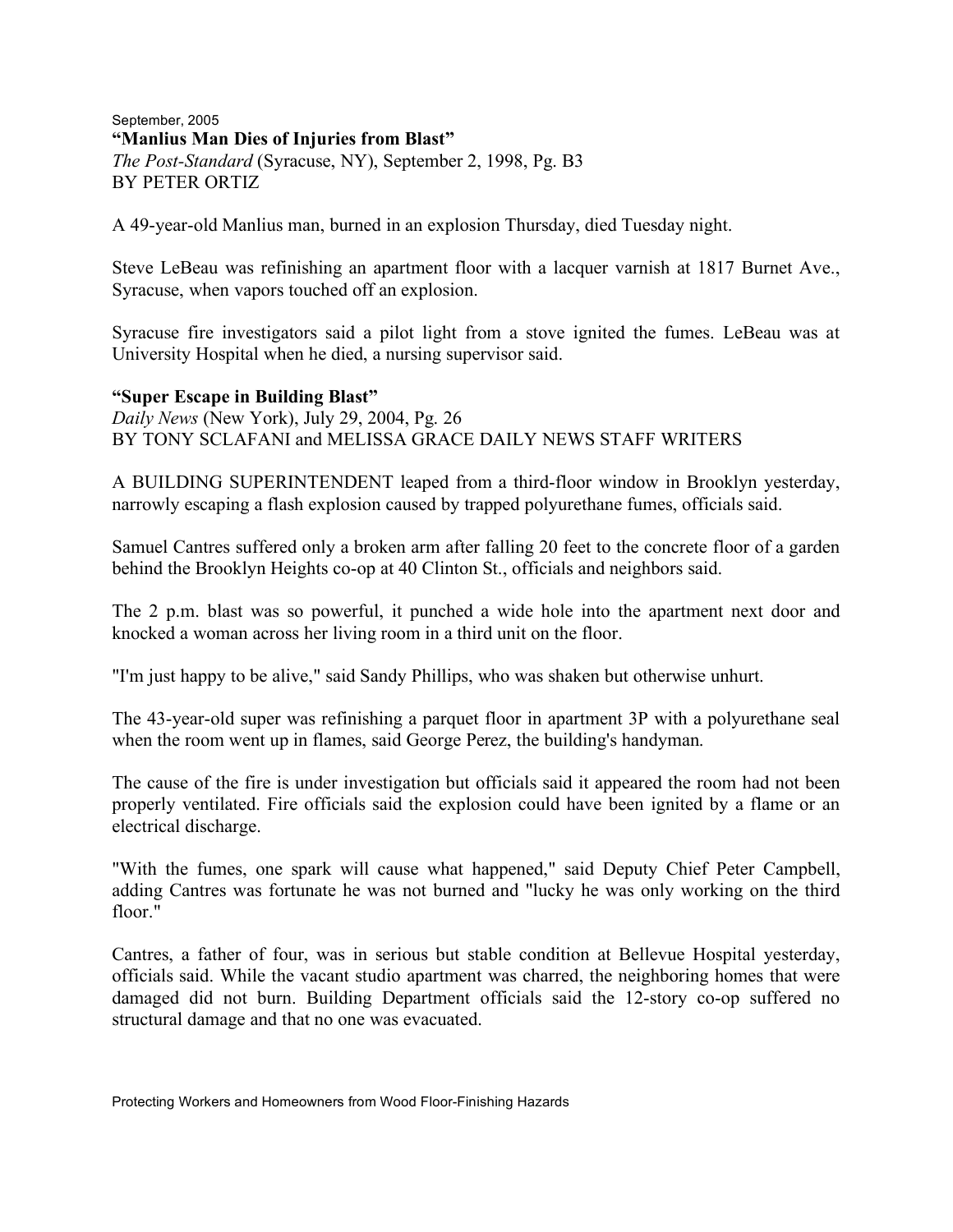September, 2005

**"Manlius Man Dies of Injuries from Blast"**
*The Post-Standard* (Syracuse, NY), September 2, 1998, Pg. B3
BY PETER ORTIZ

A 49-year-old Manlius man, burned in an explosion Thursday, died Tuesday night.

Steve LeBeau was refinishing an apartment floor with a lacquer varnish at 1817 Burnet Ave., Syracuse, when vapors touched off an explosion.

Syracuse fire investigators said a pilot light from a stove ignited the fumes. LeBeau was at University Hospital when he died, a nursing supervisor said.

**"Super Escape in Building Blast"**
*Daily News* (New York), July 29, 2004, Pg. 26
BY TONY SCLAFANI and MELISSA GRACE DAILY NEWS STAFF WRITERS

A BUILDING SUPERINTENDENT leaped from a third-floor window in Brooklyn yesterday, narrowly escaping a flash explosion caused by trapped polyurethane fumes, officials said.

Samuel Cantres suffered only a broken arm after falling 20 feet to the concrete floor of a garden behind the Brooklyn Heights co-op at 40 Clinton St., officials and neighbors said.

The 2 p.m. blast was so powerful, it punched a wide hole into the apartment next door and knocked a woman across her living room in a third unit on the floor.

"I'm just happy to be alive," said Sandy Phillips, who was shaken but otherwise unhurt.

The 43-year-old super was refinishing a parquet floor in apartment 3P with a polyurethane seal when the room went up in flames, said George Perez, the building's handyman.

The cause of the fire is under investigation but officials said it appeared the room had not been properly ventilated. Fire officials said the explosion could have been ignited by a flame or an electrical discharge.

"With the fumes, one spark will cause what happened," said Deputy Chief Peter Campbell, adding Cantres was fortunate he was not burned and "lucky he was only working on the third floor."

Cantres, a father of four, was in serious but stable condition at Bellevue Hospital yesterday, officials said. While the vacant studio apartment was charred, the neighboring homes that were damaged did not burn. Building Department officials said the 12-story co-op suffered no structural damage and that no one was evacuated.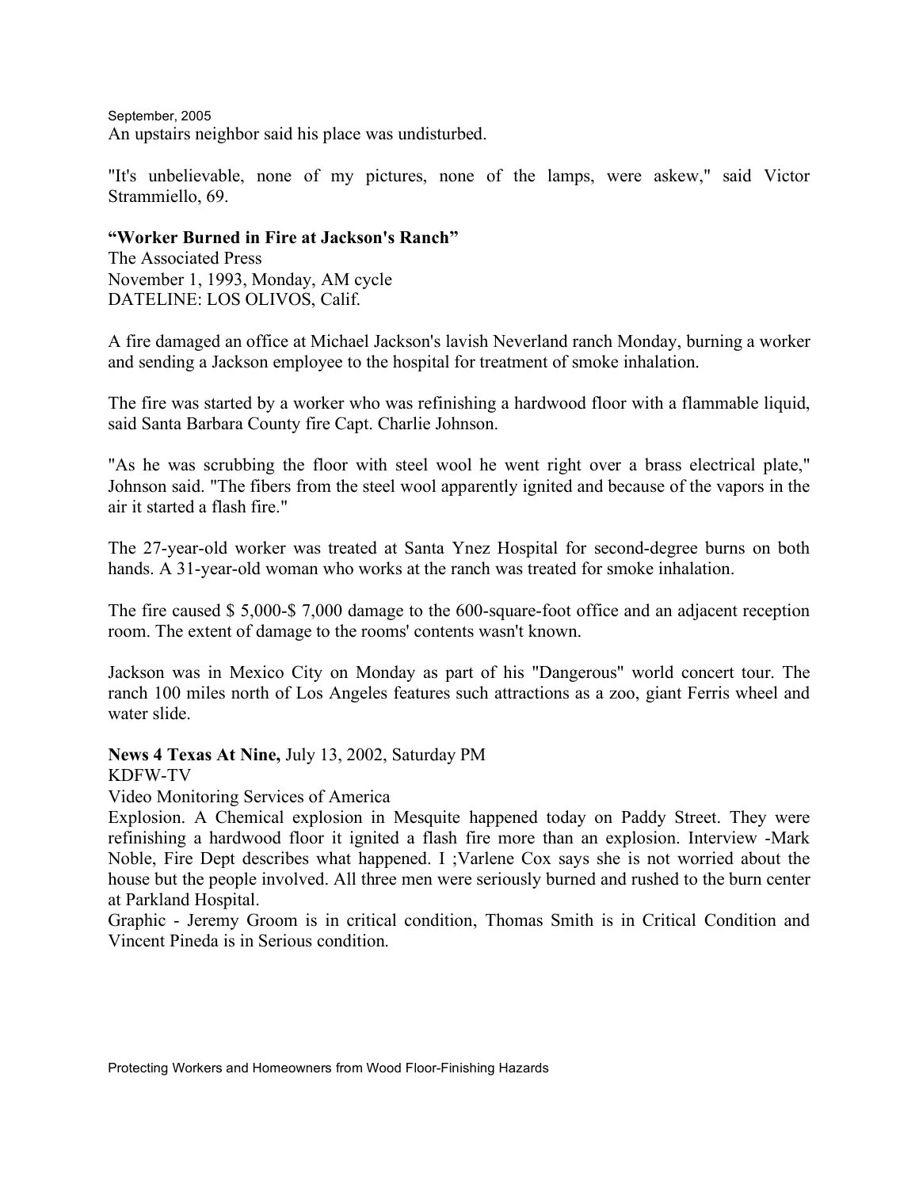September, 2005
An upstairs neighbor said his place was undisturbed.

"It's unbelievable, none of my pictures, none of the lamps, were askew," said Victor Strammiello, 69.

**"Worker Burned in Fire at Jackson's Ranch"**
The Associated Press
November 1, 1993, Monday, AM cycle
DATELINE: LOS OLIVOS, Calif.

A fire damaged an office at Michael Jackson's lavish Neverland ranch Monday, burning a worker and sending a Jackson employee to the hospital for treatment of smoke inhalation.

The fire was started by a worker who was refinishing a hardwood floor with a flammable liquid, said Santa Barbara County fire Capt. Charlie Johnson.

"As he was scrubbing the floor with steel wool he went right over a brass electrical plate," Johnson said. "The fibers from the steel wool apparently ignited and because of the vapors in the air it started a flash fire."

The 27-year-old worker was treated at Santa Ynez Hospital for second-degree burns on both hands. A 31-year-old woman who works at the ranch was treated for smoke inhalation.

The fire caused $ 5,000-$ 7,000 damage to the 600-square-foot office and an adjacent reception room. The extent of damage to the rooms' contents wasn't known.

Jackson was in Mexico City on Monday as part of his "Dangerous" world concert tour. The ranch 100 miles north of Los Angeles features such attractions as a zoo, giant Ferris wheel and water slide.

**News 4 Texas At Nine,** July 13, 2002, Saturday PM
KDFW-TV
Video Monitoring Services of America
Explosion. A Chemical explosion in Mesquite happened today on Paddy Street. They were refinishing a hardwood floor it ignited a flash fire more than an explosion. Interview -Mark Noble, Fire Dept describes what happened. I ;Varlene Cox says she is not worried about the house but the people involved. All three men were seriously burned and rushed to the burn center at Parkland Hospital.
Graphic - Jeremy Groom is in critical condition, Thomas Smith is in Critical Condition and Vincent Pineda is in Serious condition.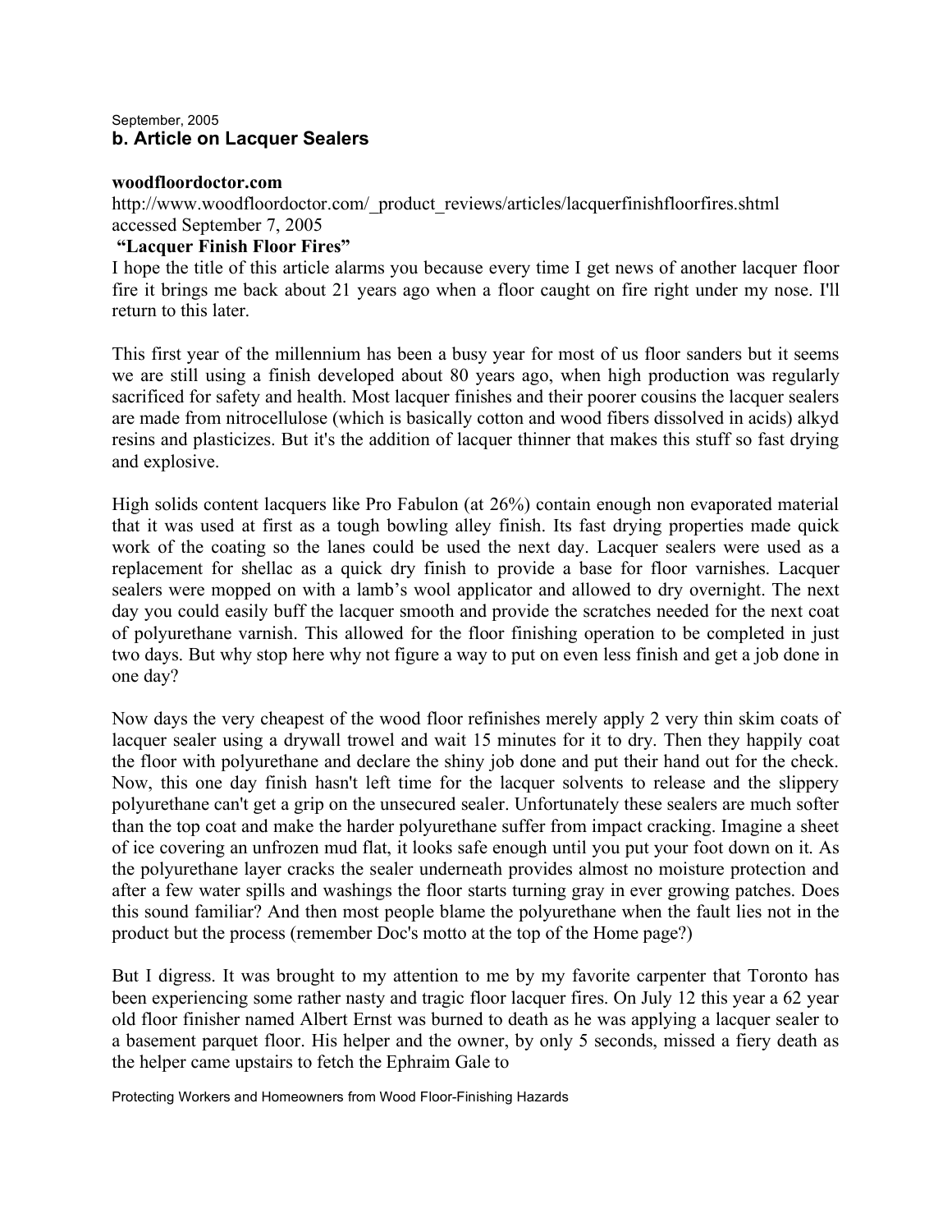September, 2005

## b. Article on Lacquer Sealers

**woodfloordoctor.com**

http://www.woodfloordoctor.com/_product_reviews/articles/lacquerfinishfloorfires.shtml
accessed September 7, 2005

**"Lacquer Finish Floor Fires"**

I hope the title of this article alarms you because every time I get news of another lacquer floor fire it brings me back about 21 years ago when a floor caught on fire right under my nose. I'll return to this later.

This first year of the millennium has been a busy year for most of us floor sanders but it seems we are still using a finish developed about 80 years ago, when high production was regularly sacrificed for safety and health. Most lacquer finishes and their poorer cousins the lacquer sealers are made from nitrocellulose (which is basically cotton and wood fibers dissolved in acids) alkyd resins and plasticizes. But it's the addition of lacquer thinner that makes this stuff so fast drying and explosive.

High solids content lacquers like Pro Fabulon (at 26%) contain enough non evaporated material that it was used at first as a tough bowling alley finish. Its fast drying properties made quick work of the coating so the lanes could be used the next day. Lacquer sealers were used as a replacement for shellac as a quick dry finish to provide a base for floor varnishes. Lacquer sealers were mopped on with a lamb's wool applicator and allowed to dry overnight. The next day you could easily buff the lacquer smooth and provide the scratches needed for the next coat of polyurethane varnish. This allowed for the floor finishing operation to be completed in just two days. But why stop here why not figure a way to put on even less finish and get a job done in one day?

Now days the very cheapest of the wood floor refinishes merely apply 2 very thin skim coats of lacquer sealer using a drywall trowel and wait 15 minutes for it to dry. Then they happily coat the floor with polyurethane and declare the shiny job done and put their hand out for the check. Now, this one day finish hasn't left time for the lacquer solvents to release and the slippery polyurethane can't get a grip on the unsecured sealer. Unfortunately these sealers are much softer than the top coat and make the harder polyurethane suffer from impact cracking. Imagine a sheet of ice covering an unfrozen mud flat, it looks safe enough until you put your foot down on it. As the polyurethane layer cracks the sealer underneath provides almost no moisture protection and after a few water spills and washings the floor starts turning gray in ever growing patches. Does this sound familiar? And then most people blame the polyurethane when the fault lies not in the product but the process (remember Doc's motto at the top of the Home page?)

But I digress. It was brought to my attention to me by my favorite carpenter that Toronto has been experiencing some rather nasty and tragic floor lacquer fires. On July 12 this year a 62 year old floor finisher named Albert Ernst was burned to death as he was applying a lacquer sealer to a basement parquet floor. His helper and the owner, by only 5 seconds, missed a fiery death as the helper came upstairs to fetch the Ephraim Gale to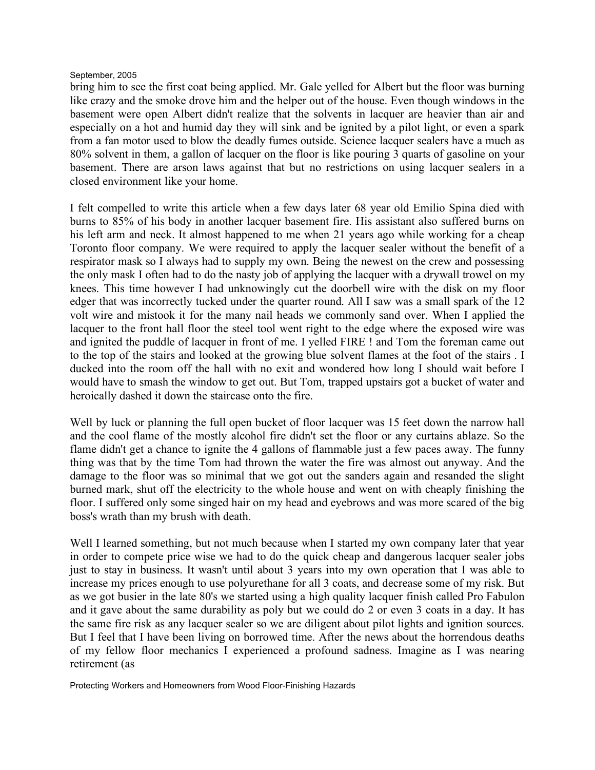bring him to see the first coat being applied. Mr. Gale yelled for Albert but the floor was burning like crazy and the smoke drove him and the helper out of the house. Even though windows in the basement were open Albert didn't realize that the solvents in lacquer are heavier than air and especially on a hot and humid day they will sink and be ignited by a pilot light, or even a spark from a fan motor used to blow the deadly fumes outside. Science lacquer sealers have a much as 80% solvent in them, a gallon of lacquer on the floor is like pouring 3 quarts of gasoline on your basement. There are arson laws against that but no restrictions on using lacquer sealers in a closed environment like your home.

I felt compelled to write this article when a few days later 68 year old Emilio Spina died with burns to 85% of his body in another lacquer basement fire. His assistant also suffered burns on his left arm and neck. It almost happened to me when 21 years ago while working for a cheap Toronto floor company. We were required to apply the lacquer sealer without the benefit of a respirator mask so I always had to supply my own. Being the newest on the crew and possessing the only mask I often had to do the nasty job of applying the lacquer with a drywall trowel on my knees. This time however I had unknowingly cut the doorbell wire with the disk on my floor edger that was incorrectly tucked under the quarter round. All I saw was a small spark of the 12 volt wire and mistook it for the many nail heads we commonly sand over. When I applied the lacquer to the front hall floor the steel tool went right to the edge where the exposed wire was and ignited the puddle of lacquer in front of me. I yelled FIRE ! and Tom the foreman came out to the top of the stairs and looked at the growing blue solvent flames at the foot of the stairs . I ducked into the room off the hall with no exit and wondered how long I should wait before I would have to smash the window to get out. But Tom, trapped upstairs got a bucket of water and heroically dashed it down the staircase onto the fire.

Well by luck or planning the full open bucket of floor lacquer was 15 feet down the narrow hall and the cool flame of the mostly alcohol fire didn't set the floor or any curtains ablaze. So the flame didn't get a chance to ignite the 4 gallons of flammable just a few paces away. The funny thing was that by the time Tom had thrown the water the fire was almost out anyway. And the damage to the floor was so minimal that we got out the sanders again and resanded the slight burned mark, shut off the electricity to the whole house and went on with cheaply finishing the floor. I suffered only some singed hair on my head and eyebrows and was more scared of the big boss's wrath than my brush with death.

Well I learned something, but not much because when I started my own company later that year in order to compete price wise we had to do the quick cheap and dangerous lacquer sealer jobs just to stay in business. It wasn't until about 3 years into my own operation that I was able to increase my prices enough to use polyurethane for all 3 coats, and decrease some of my risk. But as we got busier in the late 80's we started using a high quality lacquer finish called Pro Fabulon and it gave about the same durability as poly but we could do 2 or even 3 coats in a day. It has the same fire risk as any lacquer sealer so we are diligent about pilot lights and ignition sources. But I feel that I have been living on borrowed time. After the news about the horrendous deaths of my fellow floor mechanics I experienced a profound sadness. Imagine as I was nearing retirement (as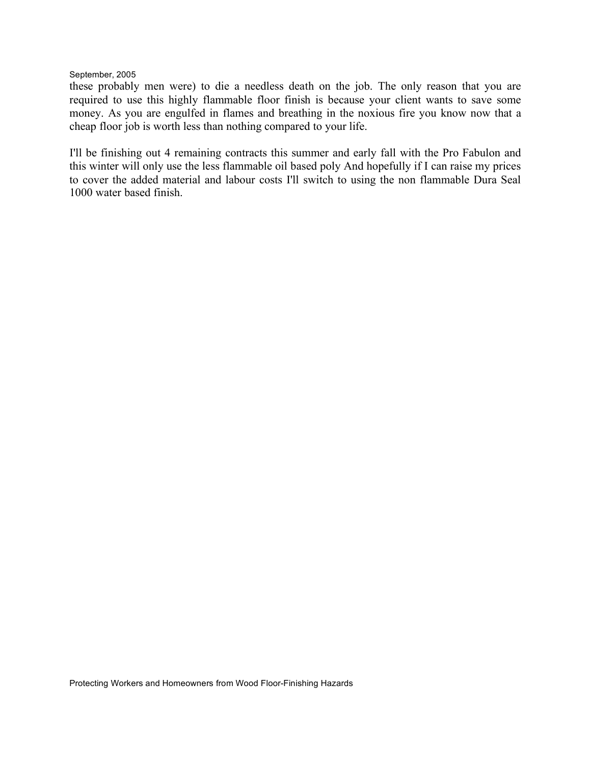these probably men were) to die a needless death on the job. The only reason that you are required to use this highly flammable floor finish is because your client wants to save some money. As you are engulfed in flames and breathing in the noxious fire you know now that a cheap floor job is worth less than nothing compared to your life.

I'll be finishing out 4 remaining contracts this summer and early fall with the Pro Fabulon and this winter will only use the less flammable oil based poly And hopefully if I can raise my prices to cover the added material and labour costs I'll switch to using the non flammable Dura Seal 1000 water based finish.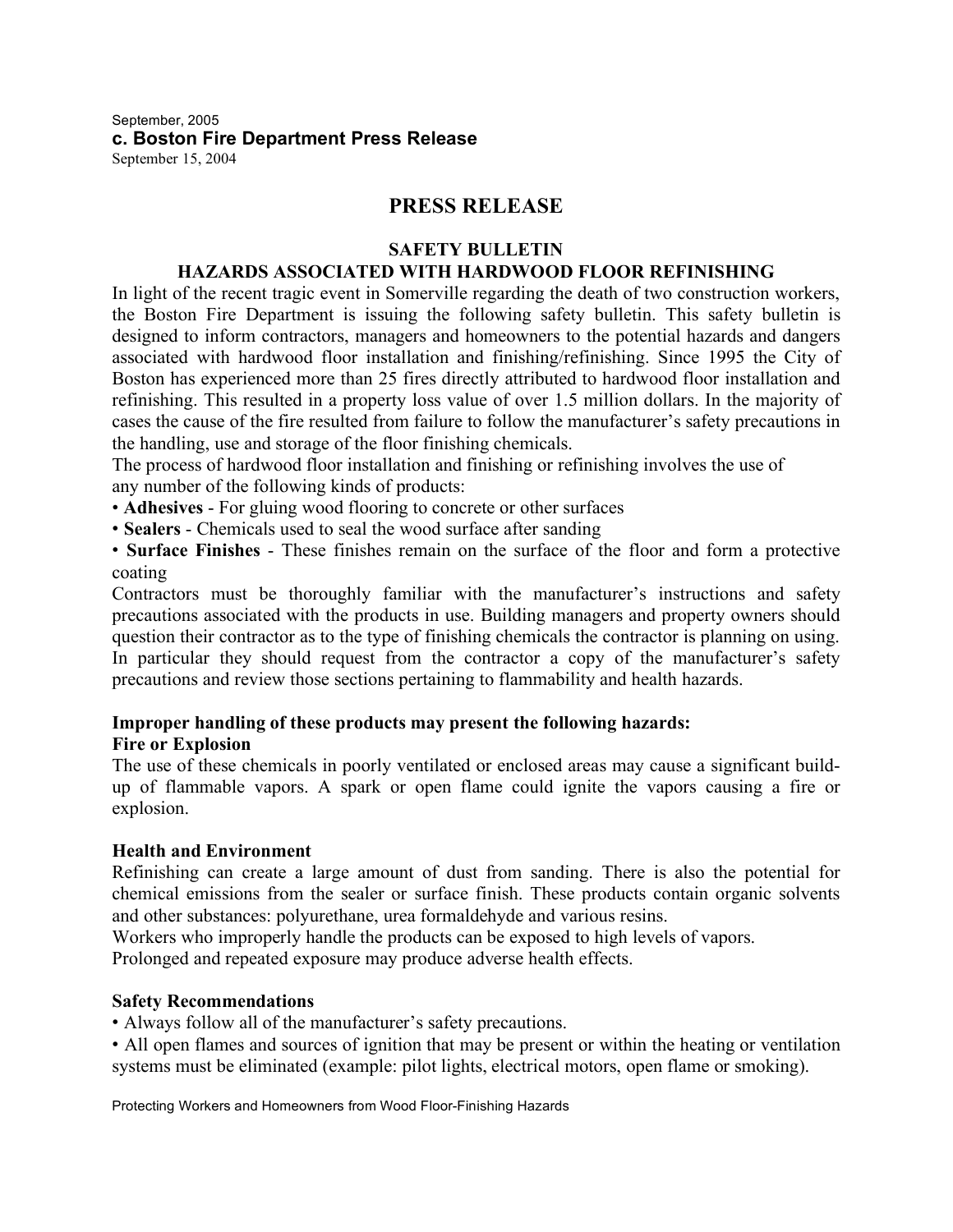September, 2005

### c. Boston Fire Department Press Release

September 15, 2004

## PRESS RELEASE

### SAFETY BULLETIN
### HAZARDS ASSOCIATED WITH HARDWOOD FLOOR REFINISHING

In light of the recent tragic event in Somerville regarding the death of two construction workers, the Boston Fire Department is issuing the following safety bulletin. This safety bulletin is designed to inform contractors, managers and homeowners to the potential hazards and dangers associated with hardwood floor installation and finishing/refinishing. Since 1995 the City of Boston has experienced more than 25 fires directly attributed to hardwood floor installation and refinishing. This resulted in a property loss value of over 1.5 million dollars. In the majority of cases the cause of the fire resulted from failure to follow the manufacturer's safety precautions in the handling, use and storage of the floor finishing chemicals.

The process of hardwood floor installation and finishing or refinishing involves the use of any number of the following kinds of products:

- **Adhesives** - For gluing wood flooring to concrete or other surfaces
- **Sealers** - Chemicals used to seal the wood surface after sanding
- **Surface Finishes** - These finishes remain on the surface of the floor and form a protective coating

Contractors must be thoroughly familiar with the manufacturer's instructions and safety precautions associated with the products in use. Building managers and property owners should question their contractor as to the type of finishing chemicals the contractor is planning on using. In particular they should request from the contractor a copy of the manufacturer's safety precautions and review those sections pertaining to flammability and health hazards.

**Improper handling of these products may present the following hazards:**

**Fire or Explosion**

The use of these chemicals in poorly ventilated or enclosed areas may cause a significant build-up of flammable vapors. A spark or open flame could ignite the vapors causing a fire or explosion.

**Health and Environment**

Refinishing can create a large amount of dust from sanding. There is also the potential for chemical emissions from the sealer or surface finish. These products contain organic solvents and other substances: polyurethane, urea formaldehyde and various resins.

Workers who improperly handle the products can be exposed to high levels of vapors.

Prolonged and repeated exposure may produce adverse health effects.

**Safety Recommendations**

- Always follow all of the manufacturer's safety precautions.
- All open flames and sources of ignition that may be present or within the heating or ventilation systems must be eliminated (example: pilot lights, electrical motors, open flame or smoking).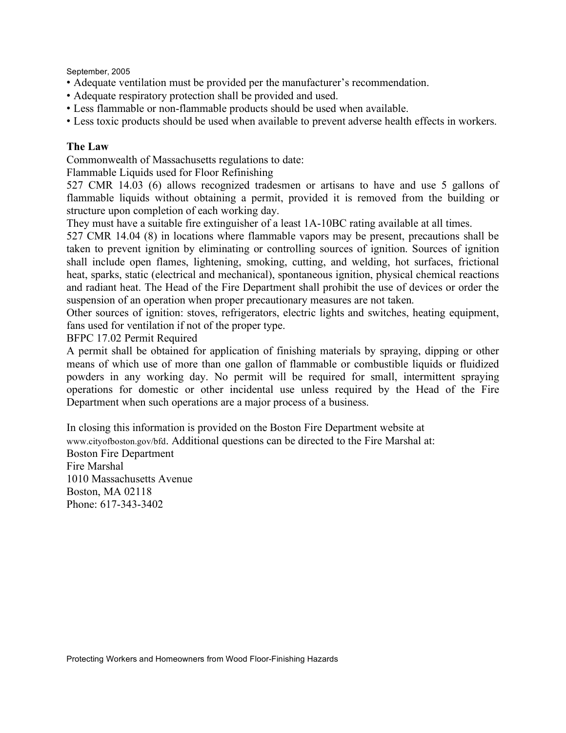- Adequate ventilation must be provided per the manufacturer's recommendation.
- Adequate respiratory protection shall be provided and used.
- Less flammable or non-flammable products should be used when available.
- Less toxic products should be used when available to prevent adverse health effects in workers.

**The Law**

Commonwealth of Massachusetts regulations to date:

Flammable Liquids used for Floor Refinishing

527 CMR 14.03 (6) allows recognized tradesmen or artisans to have and use 5 gallons of flammable liquids without obtaining a permit, provided it is removed from the building or structure upon completion of each working day.

They must have a suitable fire extinguisher of a least 1A-10BC rating available at all times.

527 CMR 14.04 (8) in locations where flammable vapors may be present, precautions shall be taken to prevent ignition by eliminating or controlling sources of ignition. Sources of ignition shall include open flames, lightening, smoking, cutting, and welding, hot surfaces, frictional heat, sparks, static (electrical and mechanical), spontaneous ignition, physical chemical reactions and radiant heat. The Head of the Fire Department shall prohibit the use of devices or order the suspension of an operation when proper precautionary measures are not taken.

Other sources of ignition: stoves, refrigerators, electric lights and switches, heating equipment, fans used for ventilation if not of the proper type.

BFPC 17.02 Permit Required

A permit shall be obtained for application of finishing materials by spraying, dipping or other means of which use of more than one gallon of flammable or combustible liquids or fluidized powders in any working day. No permit will be required for small, intermittent spraying operations for domestic or other incidental use unless required by the Head of the Fire Department when such operations are a major process of a business.

In closing this information is provided on the Boston Fire Department website at www.cityofboston.gov/bfd. Additional questions can be directed to the Fire Marshal at:

Boston Fire Department
Fire Marshal
1010 Massachusetts Avenue
Boston, MA 02118
Phone: 617-343-3402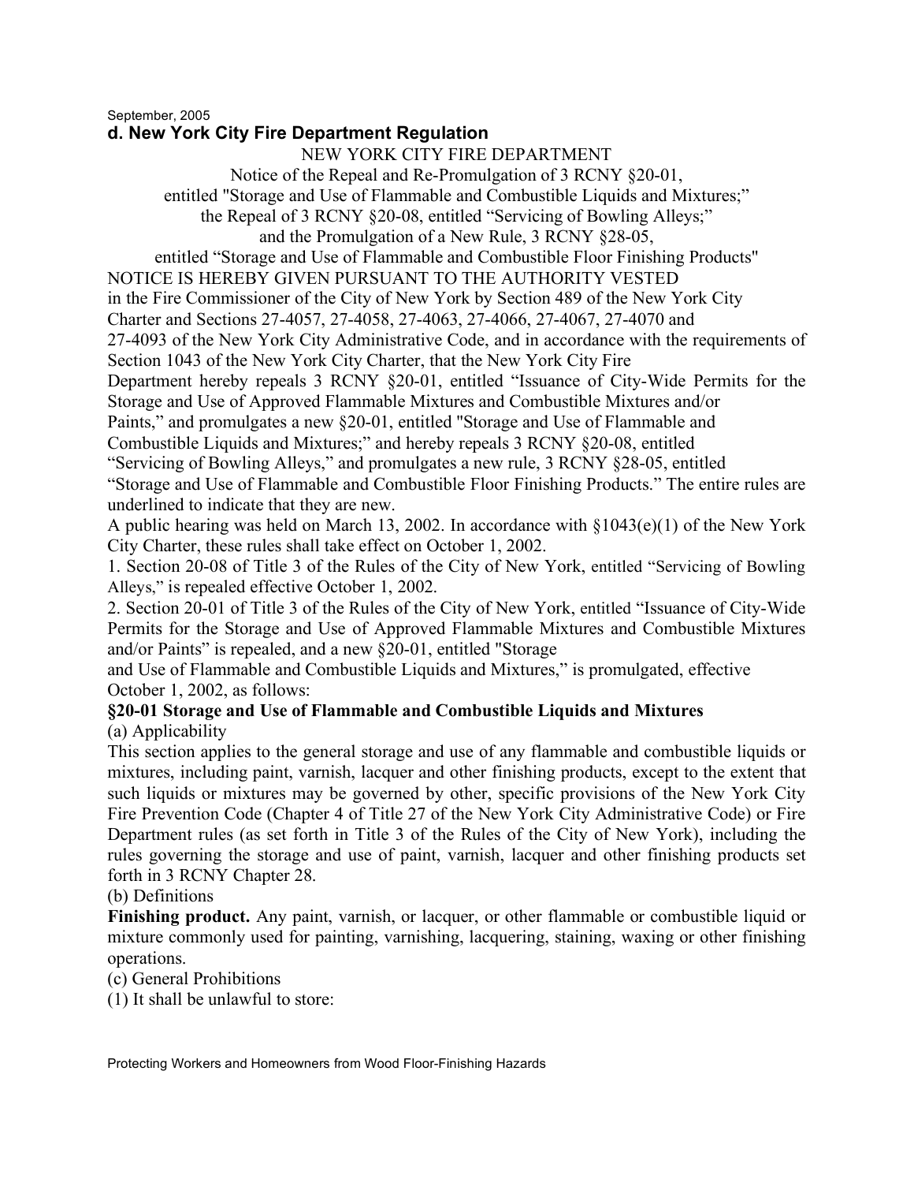September, 2005

### d. New York City Fire Department Regulation

NEW YORK CITY FIRE DEPARTMENT

Notice of the Repeal and Re-Promulgation of 3 RCNY §20-01,
entitled "Storage and Use of Flammable and Combustible Liquids and Mixtures;"
the Repeal of 3 RCNY §20-08, entitled "Servicing of Bowling Alleys;"
and the Promulgation of a New Rule, 3 RCNY §28-05,
entitled "Storage and Use of Flammable and Combustible Floor Finishing Products"

NOTICE IS HEREBY GIVEN PURSUANT TO THE AUTHORITY VESTED in the Fire Commissioner of the City of New York by Section 489 of the New York City Charter and Sections 27-4057, 27-4058, 27-4063, 27-4066, 27-4067, 27-4070 and 27-4093 of the New York City Administrative Code, and in accordance with the requirements of Section 1043 of the New York City Charter, that the New York City Fire Department hereby repeals 3 RCNY §20-01, entitled "Issuance of City-Wide Permits for the Storage and Use of Approved Flammable Mixtures and Combustible Mixtures and/or Paints," and promulgates a new §20-01, entitled "Storage and Use of Flammable and Combustible Liquids and Mixtures;" and hereby repeals 3 RCNY §20-08, entitled "Servicing of Bowling Alleys," and promulgates a new rule, 3 RCNY §28-05, entitled "Storage and Use of Flammable and Combustible Floor Finishing Products." The entire rules are underlined to indicate that they are new.

A public hearing was held on March 13, 2002. In accordance with §1043(e)(1) of the New York City Charter, these rules shall take effect on October 1, 2002.

1. Section 20-08 of Title 3 of the Rules of the City of New York, entitled "Servicing of Bowling Alleys," is repealed effective October 1, 2002.

2. Section 20-01 of Title 3 of the Rules of the City of New York, entitled "Issuance of City-Wide Permits for the Storage and Use of Approved Flammable Mixtures and Combustible Mixtures and/or Paints" is repealed, and a new §20-01, entitled "Storage and Use of Flammable and Combustible Liquids and Mixtures," is promulgated, effective October 1, 2002, as follows:

**§20-01 Storage and Use of Flammable and Combustible Liquids and Mixtures**

(a) Applicability

This section applies to the general storage and use of any flammable and combustible liquids or mixtures, including paint, varnish, lacquer and other finishing products, except to the extent that such liquids or mixtures may be governed by other, specific provisions of the New York City Fire Prevention Code (Chapter 4 of Title 27 of the New York City Administrative Code) or Fire Department rules (as set forth in Title 3 of the Rules of the City of New York), including the rules governing the storage and use of paint, varnish, lacquer and other finishing products set forth in 3 RCNY Chapter 28.

(b) Definitions

**Finishing product.** Any paint, varnish, or lacquer, or other flammable or combustible liquid or mixture commonly used for painting, varnishing, lacquering, staining, waxing or other finishing operations.

(c) General Prohibitions

(1) It shall be unlawful to store: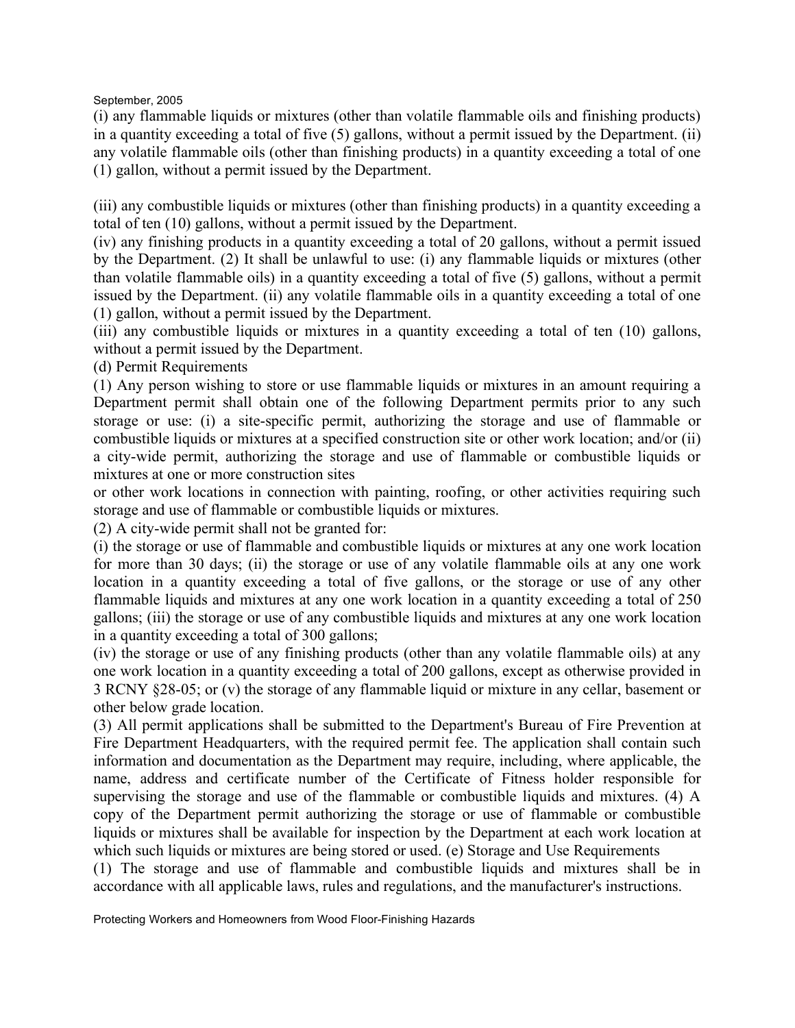(i) any flammable liquids or mixtures (other than volatile flammable oils and finishing products) in a quantity exceeding a total of five (5) gallons, without a permit issued by the Department. (ii) any volatile flammable oils (other than finishing products) in a quantity exceeding a total of one (1) gallon, without a permit issued by the Department.

(iii) any combustible liquids or mixtures (other than finishing products) in a quantity exceeding a total of ten (10) gallons, without a permit issued by the Department.

(iv) any finishing products in a quantity exceeding a total of 20 gallons, without a permit issued by the Department. (2) It shall be unlawful to use: (i) any flammable liquids or mixtures (other than volatile flammable oils) in a quantity exceeding a total of five (5) gallons, without a permit issued by the Department. (ii) any volatile flammable oils in a quantity exceeding a total of one (1) gallon, without a permit issued by the Department.

(iii) any combustible liquids or mixtures in a quantity exceeding a total of ten (10) gallons, without a permit issued by the Department.

(d) Permit Requirements

(1) Any person wishing to store or use flammable liquids or mixtures in an amount requiring a Department permit shall obtain one of the following Department permits prior to any such storage or use: (i) a site-specific permit, authorizing the storage and use of flammable or combustible liquids or mixtures at a specified construction site or other work location; and/or (ii) a city-wide permit, authorizing the storage and use of flammable or combustible liquids or mixtures at one or more construction sites or other work locations in connection with painting, roofing, or other activities requiring such storage and use of flammable or combustible liquids or mixtures.

(2) A city-wide permit shall not be granted for:

(i) the storage or use of flammable and combustible liquids or mixtures at any one work location for more than 30 days; (ii) the storage or use of any volatile flammable oils at any one work location in a quantity exceeding a total of five gallons, or the storage or use of any other flammable liquids and mixtures at any one work location in a quantity exceeding a total of 250 gallons; (iii) the storage or use of any combustible liquids and mixtures at any one work location in a quantity exceeding a total of 300 gallons;

(iv) the storage or use of any finishing products (other than any volatile flammable oils) at any one work location in a quantity exceeding a total of 200 gallons, except as otherwise provided in 3 RCNY §28-05; or (v) the storage of any flammable liquid or mixture in any cellar, basement or other below grade location.

(3) All permit applications shall be submitted to the Department's Bureau of Fire Prevention at Fire Department Headquarters, with the required permit fee. The application shall contain such information and documentation as the Department may require, including, where applicable, the name, address and certificate number of the Certificate of Fitness holder responsible for supervising the storage and use of the flammable or combustible liquids and mixtures. (4) A copy of the Department permit authorizing the storage or use of flammable or combustible liquids or mixtures shall be available for inspection by the Department at each work location at which such liquids or mixtures are being stored or used. (e) Storage and Use Requirements

(1) The storage and use of flammable and combustible liquids and mixtures shall be in accordance with all applicable laws, rules and regulations, and the manufacturer's instructions.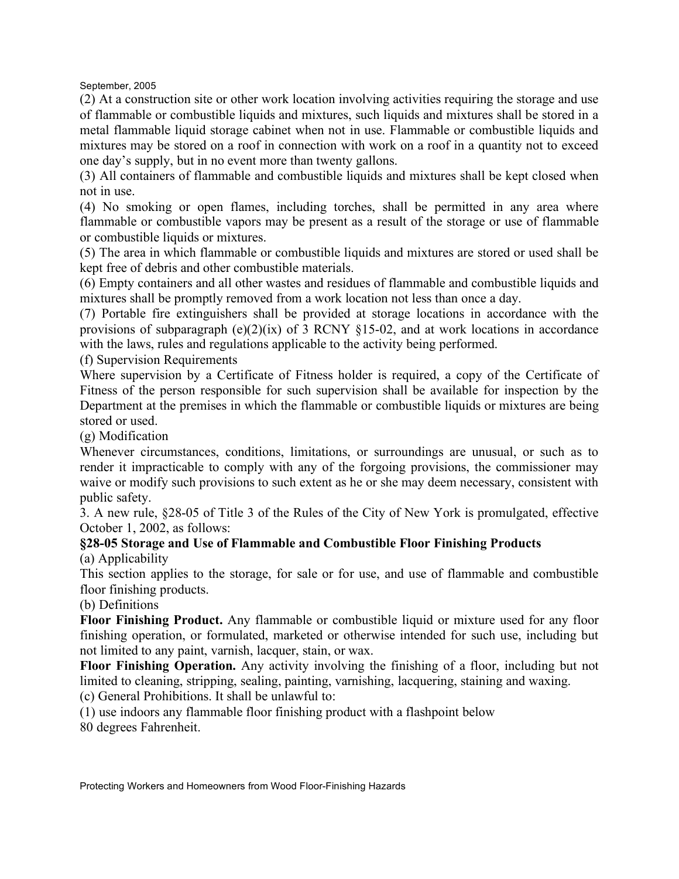(2) At a construction site or other work location involving activities requiring the storage and use of flammable or combustible liquids and mixtures, such liquids and mixtures shall be stored in a metal flammable liquid storage cabinet when not in use. Flammable or combustible liquids and mixtures may be stored on a roof in connection with work on a roof in a quantity not to exceed one day's supply, but in no event more than twenty gallons.

(3) All containers of flammable and combustible liquids and mixtures shall be kept closed when not in use.

(4) No smoking or open flames, including torches, shall be permitted in any area where flammable or combustible vapors may be present as a result of the storage or use of flammable or combustible liquids or mixtures.

(5) The area in which flammable or combustible liquids and mixtures are stored or used shall be kept free of debris and other combustible materials.

(6) Empty containers and all other wastes and residues of flammable and combustible liquids and mixtures shall be promptly removed from a work location not less than once a day.

(7) Portable fire extinguishers shall be provided at storage locations in accordance with the provisions of subparagraph (e)(2)(ix) of 3 RCNY §15-02, and at work locations in accordance with the laws, rules and regulations applicable to the activity being performed.

(f) Supervision Requirements

Where supervision by a Certificate of Fitness holder is required, a copy of the Certificate of Fitness of the person responsible for such supervision shall be available for inspection by the Department at the premises in which the flammable or combustible liquids or mixtures are being stored or used.

(g) Modification

Whenever circumstances, conditions, limitations, or surroundings are unusual, or such as to render it impracticable to comply with any of the forgoing provisions, the commissioner may waive or modify such provisions to such extent as he or she may deem necessary, consistent with public safety.

3. A new rule, §28-05 of Title 3 of the Rules of the City of New York is promulgated, effective October 1, 2002, as follows:

**§28-05 Storage and Use of Flammable and Combustible Floor Finishing Products**

(a) Applicability

This section applies to the storage, for sale or for use, and use of flammable and combustible floor finishing products.

(b) Definitions

**Floor Finishing Product.** Any flammable or combustible liquid or mixture used for any floor finishing operation, or formulated, marketed or otherwise intended for such use, including but not limited to any paint, varnish, lacquer, stain, or wax.

**Floor Finishing Operation.** Any activity involving the finishing of a floor, including but not limited to cleaning, stripping, sealing, painting, varnishing, lacquering, staining and waxing.

(c) General Prohibitions. It shall be unlawful to:

(1) use indoors any flammable floor finishing product with a flashpoint below 80 degrees Fahrenheit.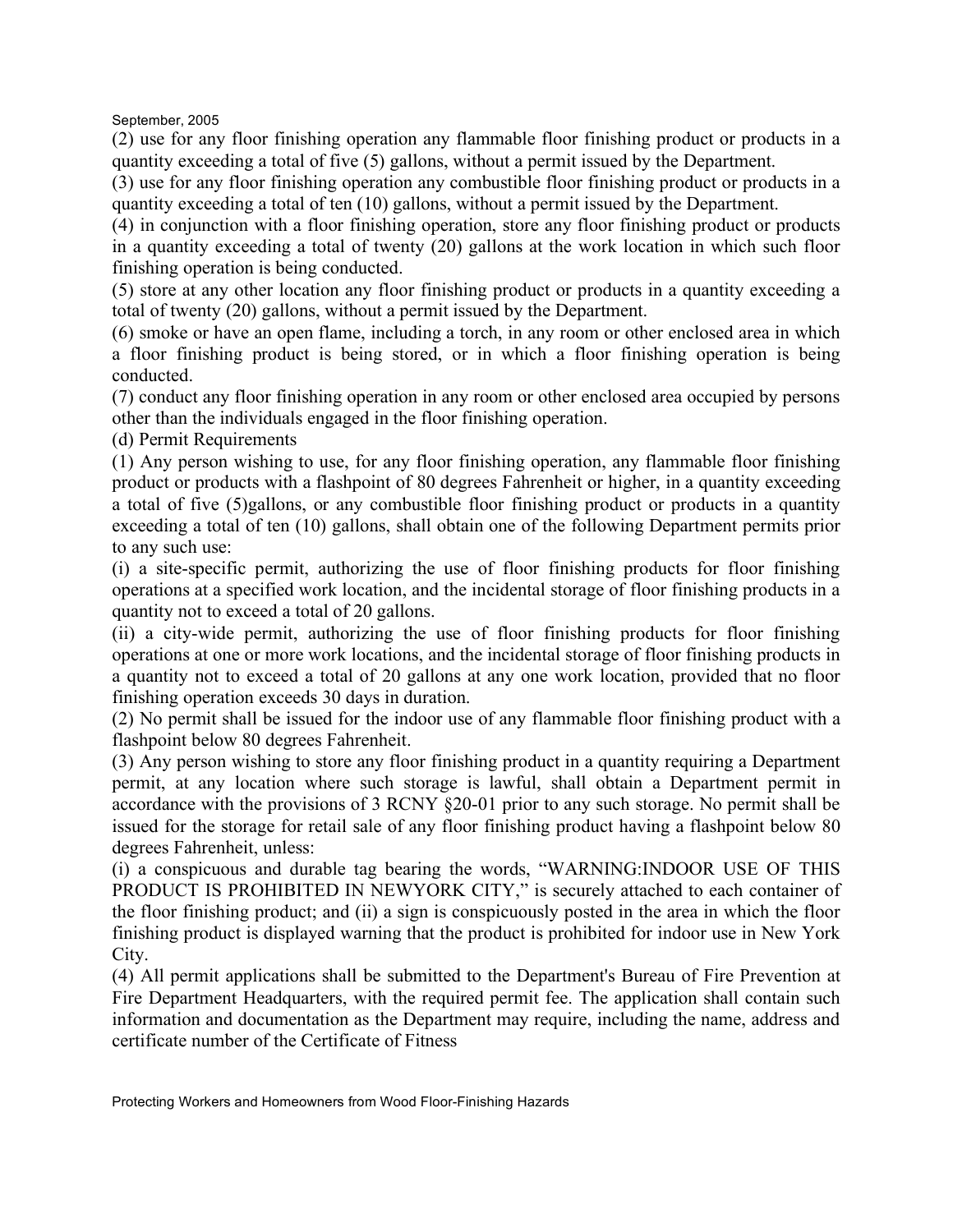(2) use for any floor finishing operation any flammable floor finishing product or products in a quantity exceeding a total of five (5) gallons, without a permit issued by the Department.

(3) use for any floor finishing operation any combustible floor finishing product or products in a quantity exceeding a total of ten (10) gallons, without a permit issued by the Department.

(4) in conjunction with a floor finishing operation, store any floor finishing product or products in a quantity exceeding a total of twenty (20) gallons at the work location in which such floor finishing operation is being conducted.

(5) store at any other location any floor finishing product or products in a quantity exceeding a total of twenty (20) gallons, without a permit issued by the Department.

(6) smoke or have an open flame, including a torch, in any room or other enclosed area in which a floor finishing product is being stored, or in which a floor finishing operation is being conducted.

(7) conduct any floor finishing operation in any room or other enclosed area occupied by persons other than the individuals engaged in the floor finishing operation.

(d) Permit Requirements

(1) Any person wishing to use, for any floor finishing operation, any flammable floor finishing product or products with a flashpoint of 80 degrees Fahrenheit or higher, in a quantity exceeding a total of five (5)gallons, or any combustible floor finishing product or products in a quantity exceeding a total of ten (10) gallons, shall obtain one of the following Department permits prior to any such use:

(i) a site-specific permit, authorizing the use of floor finishing products for floor finishing operations at a specified work location, and the incidental storage of floor finishing products in a quantity not to exceed a total of 20 gallons.

(ii) a city-wide permit, authorizing the use of floor finishing products for floor finishing operations at one or more work locations, and the incidental storage of floor finishing products in a quantity not to exceed a total of 20 gallons at any one work location, provided that no floor finishing operation exceeds 30 days in duration.

(2) No permit shall be issued for the indoor use of any flammable floor finishing product with a flashpoint below 80 degrees Fahrenheit.

(3) Any person wishing to store any floor finishing product in a quantity requiring a Department permit, at any location where such storage is lawful, shall obtain a Department permit in accordance with the provisions of 3 RCNY §20-01 prior to any such storage. No permit shall be issued for the storage for retail sale of any floor finishing product having a flashpoint below 80 degrees Fahrenheit, unless:

(i) a conspicuous and durable tag bearing the words, "WARNING:INDOOR USE OF THIS PRODUCT IS PROHIBITED IN NEWYORK CITY," is securely attached to each container of the floor finishing product; and (ii) a sign is conspicuously posted in the area in which the floor finishing product is displayed warning that the product is prohibited for indoor use in New York City.

(4) All permit applications shall be submitted to the Department's Bureau of Fire Prevention at Fire Department Headquarters, with the required permit fee. The application shall contain such information and documentation as the Department may require, including the name, address and certificate number of the Certificate of Fitness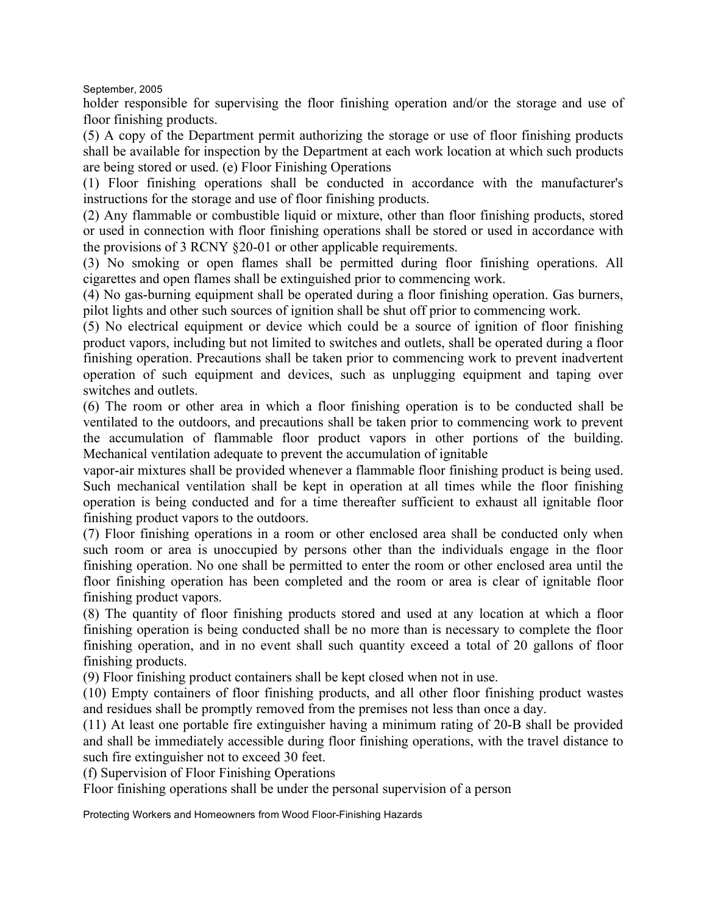holder responsible for supervising the floor finishing operation and/or the storage and use of floor finishing products.

(5) A copy of the Department permit authorizing the storage or use of floor finishing products shall be available for inspection by the Department at each work location at which such products are being stored or used. (e) Floor Finishing Operations

(1) Floor finishing operations shall be conducted in accordance with the manufacturer's instructions for the storage and use of floor finishing products.

(2) Any flammable or combustible liquid or mixture, other than floor finishing products, stored or used in connection with floor finishing operations shall be stored or used in accordance with the provisions of 3 RCNY §20-01 or other applicable requirements.

(3) No smoking or open flames shall be permitted during floor finishing operations. All cigarettes and open flames shall be extinguished prior to commencing work.

(4) No gas-burning equipment shall be operated during a floor finishing operation. Gas burners, pilot lights and other such sources of ignition shall be shut off prior to commencing work.

(5) No electrical equipment or device which could be a source of ignition of floor finishing product vapors, including but not limited to switches and outlets, shall be operated during a floor finishing operation. Precautions shall be taken prior to commencing work to prevent inadvertent operation of such equipment and devices, such as unplugging equipment and taping over switches and outlets.

(6) The room or other area in which a floor finishing operation is to be conducted shall be ventilated to the outdoors, and precautions shall be taken prior to commencing work to prevent the accumulation of flammable floor product vapors in other portions of the building. Mechanical ventilation adequate to prevent the accumulation of ignitable vapor-air mixtures shall be provided whenever a flammable floor finishing product is being used. Such mechanical ventilation shall be kept in operation at all times while the floor finishing operation is being conducted and for a time thereafter sufficient to exhaust all ignitable floor finishing product vapors to the outdoors.

(7) Floor finishing operations in a room or other enclosed area shall be conducted only when such room or area is unoccupied by persons other than the individuals engage in the floor finishing operation. No one shall be permitted to enter the room or other enclosed area until the floor finishing operation has been completed and the room or area is clear of ignitable floor finishing product vapors.

(8) The quantity of floor finishing products stored and used at any location at which a floor finishing operation is being conducted shall be no more than is necessary to complete the floor finishing operation, and in no event shall such quantity exceed a total of 20 gallons of floor finishing products.

(9) Floor finishing product containers shall be kept closed when not in use.

(10) Empty containers of floor finishing products, and all other floor finishing product wastes and residues shall be promptly removed from the premises not less than once a day.

(11) At least one portable fire extinguisher having a minimum rating of 20-B shall be provided and shall be immediately accessible during floor finishing operations, with the travel distance to such fire extinguisher not to exceed 30 feet.

(f) Supervision of Floor Finishing Operations

Floor finishing operations shall be under the personal supervision of a person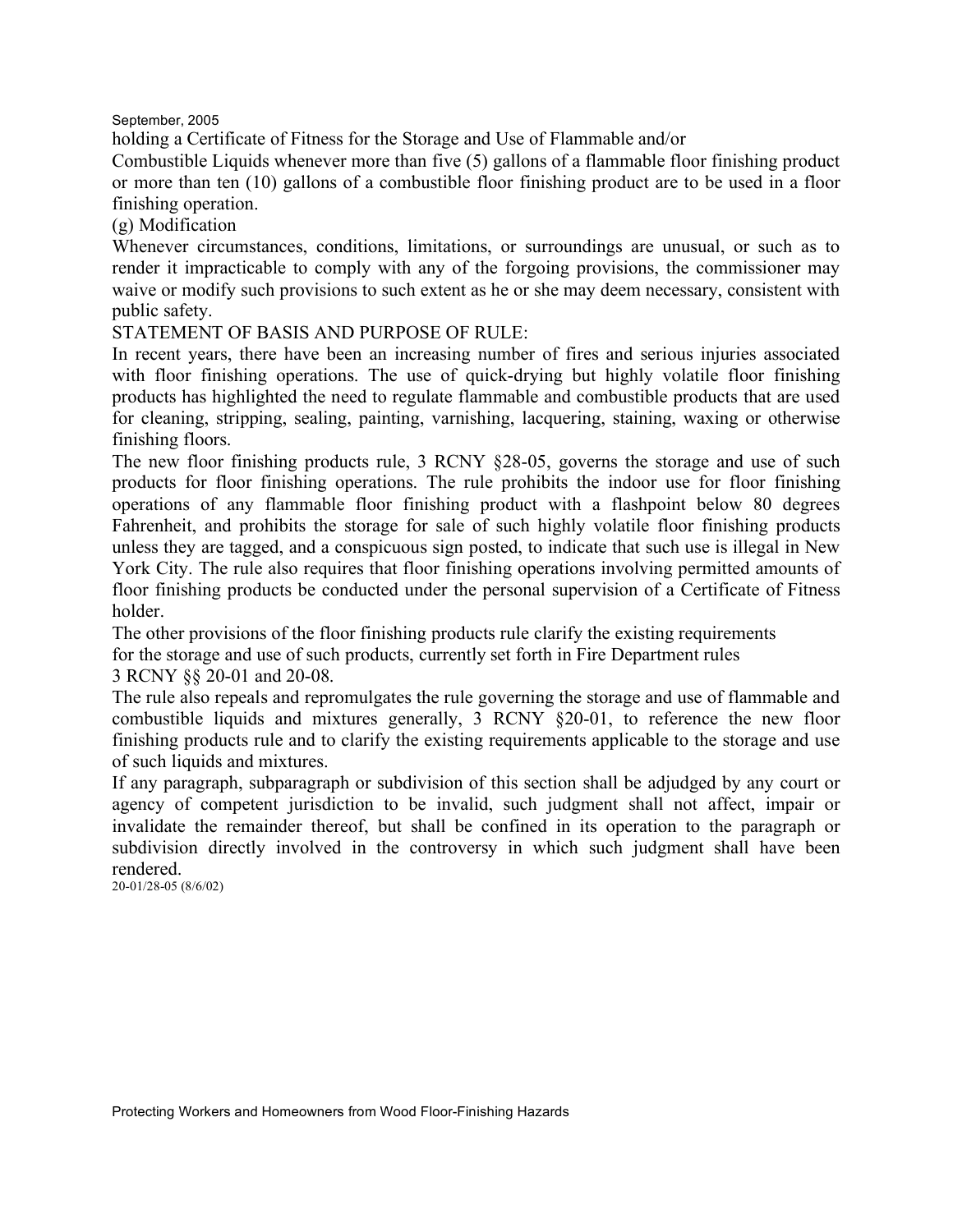holding a Certificate of Fitness for the Storage and Use of Flammable and/or Combustible Liquids whenever more than five (5) gallons of a flammable floor finishing product or more than ten (10) gallons of a combustible floor finishing product are to be used in a floor finishing operation.

(g) Modification

Whenever circumstances, conditions, limitations, or surroundings are unusual, or such as to render it impracticable to comply with any of the forgoing provisions, the commissioner may waive or modify such provisions to such extent as he or she may deem necessary, consistent with public safety.

STATEMENT OF BASIS AND PURPOSE OF RULE:

In recent years, there have been an increasing number of fires and serious injuries associated with floor finishing operations. The use of quick-drying but highly volatile floor finishing products has highlighted the need to regulate flammable and combustible products that are used for cleaning, stripping, sealing, painting, varnishing, lacquering, staining, waxing or otherwise finishing floors.

The new floor finishing products rule, 3 RCNY §28-05, governs the storage and use of such products for floor finishing operations. The rule prohibits the indoor use for floor finishing operations of any flammable floor finishing product with a flashpoint below 80 degrees Fahrenheit, and prohibits the storage for sale of such highly volatile floor finishing products unless they are tagged, and a conspicuous sign posted, to indicate that such use is illegal in New York City. The rule also requires that floor finishing operations involving permitted amounts of floor finishing products be conducted under the personal supervision of a Certificate of Fitness holder.

The other provisions of the floor finishing products rule clarify the existing requirements for the storage and use of such products, currently set forth in Fire Department rules 3 RCNY §§ 20-01 and 20-08.

The rule also repeals and repromulgates the rule governing the storage and use of flammable and combustible liquids and mixtures generally, 3 RCNY §20-01, to reference the new floor finishing products rule and to clarify the existing requirements applicable to the storage and use of such liquids and mixtures.

If any paragraph, subparagraph or subdivision of this section shall be adjudged by any court or agency of competent jurisdiction to be invalid, such judgment shall not affect, impair or invalidate the remainder thereof, but shall be confined in its operation to the paragraph or subdivision directly involved in the controversy in which such judgment shall have been rendered.

20-01/28-05 (8/6/02)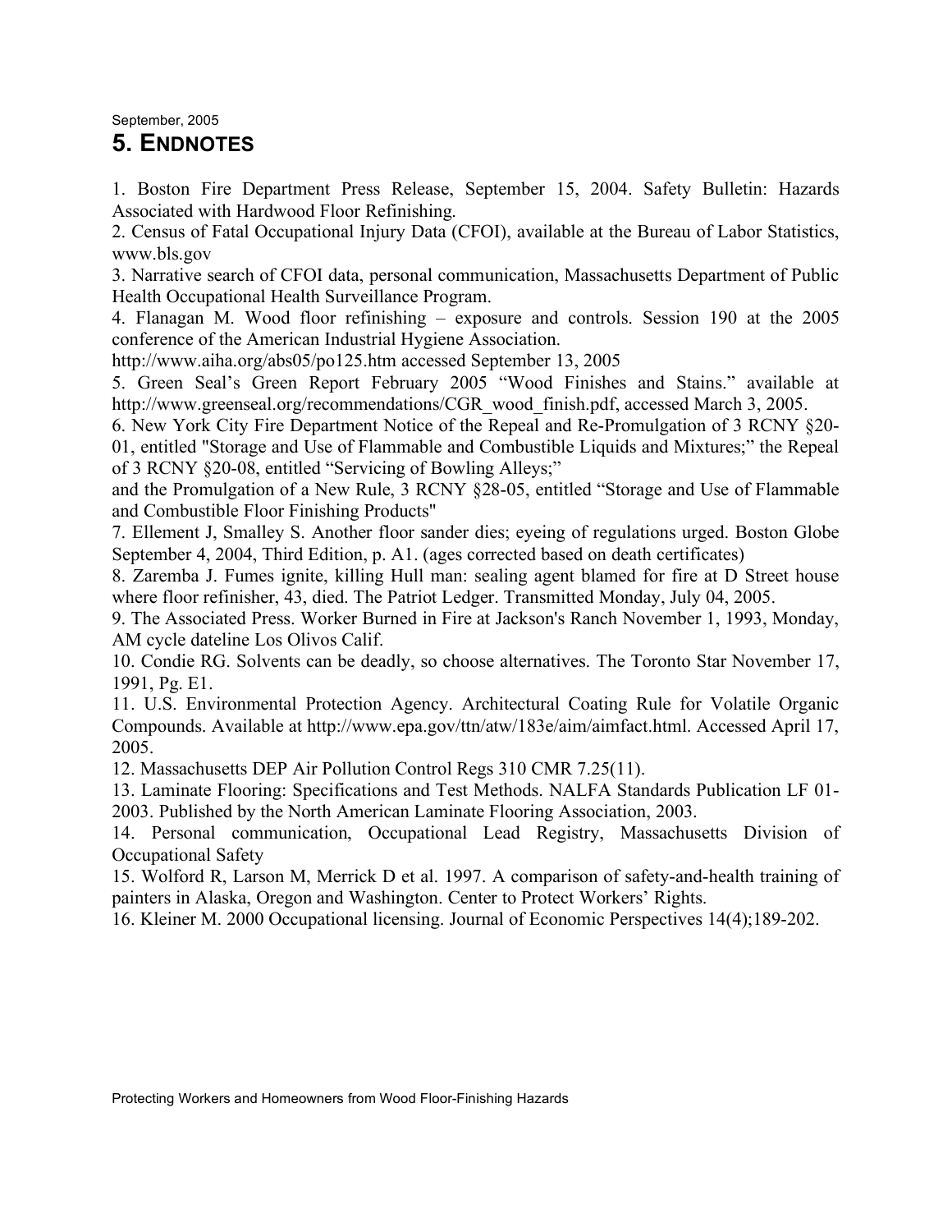## 5. ENDNOTES

1. Boston Fire Department Press Release, September 15, 2004. Safety Bulletin: Hazards Associated with Hardwood Floor Refinishing.
2. Census of Fatal Occupational Injury Data (CFOI), available at the Bureau of Labor Statistics, www.bls.gov
3. Narrative search of CFOI data, personal communication, Massachusetts Department of Public Health Occupational Health Surveillance Program.
4. Flanagan M. Wood floor refinishing – exposure and controls. Session 190 at the 2005 conference of the American Industrial Hygiene Association. http://www.aiha.org/abs05/po125.htm accessed September 13, 2005
5. Green Seal's Green Report February 2005 "Wood Finishes and Stains." available at http://www.greenseal.org/recommendations/CGR_wood_finish.pdf, accessed March 3, 2005.
6. New York City Fire Department Notice of the Repeal and Re-Promulgation of 3 RCNY §20-01, entitled "Storage and Use of Flammable and Combustible Liquids and Mixtures;" the Repeal of 3 RCNY §20-08, entitled "Servicing of Bowling Alleys;" and the Promulgation of a New Rule, 3 RCNY §28-05, entitled "Storage and Use of Flammable and Combustible Floor Finishing Products"
7. Ellement J, Smalley S. Another floor sander dies; eyeing of regulations urged. Boston Globe September 4, 2004, Third Edition, p. A1. (ages corrected based on death certificates)
8. Zaremba J. Fumes ignite, killing Hull man: sealing agent blamed for fire at D Street house where floor refinisher, 43, died. The Patriot Ledger. Transmitted Monday, July 04, 2005.
9. The Associated Press. Worker Burned in Fire at Jackson's Ranch November 1, 1993, Monday, AM cycle dateline Los Olivos Calif.
10. Condie RG. Solvents can be deadly, so choose alternatives. The Toronto Star November 17, 1991, Pg. E1.
11. U.S. Environmental Protection Agency. Architectural Coating Rule for Volatile Organic Compounds. Available at http://www.epa.gov/ttn/atw/183e/aim/aimfact.html. Accessed April 17, 2005.
12. Massachusetts DEP Air Pollution Control Regs 310 CMR 7.25(11).
13. Laminate Flooring: Specifications and Test Methods. NALFA Standards Publication LF 01-2003. Published by the North American Laminate Flooring Association, 2003.
14. Personal communication, Occupational Lead Registry, Massachusetts Division of Occupational Safety
15. Wolford R, Larson M, Merrick D et al. 1997. A comparison of safety-and-health training of painters in Alaska, Oregon and Washington. Center to Protect Workers' Rights.
16. Kleiner M. 2000 Occupational licensing. Journal of Economic Perspectives 14(4);189-202.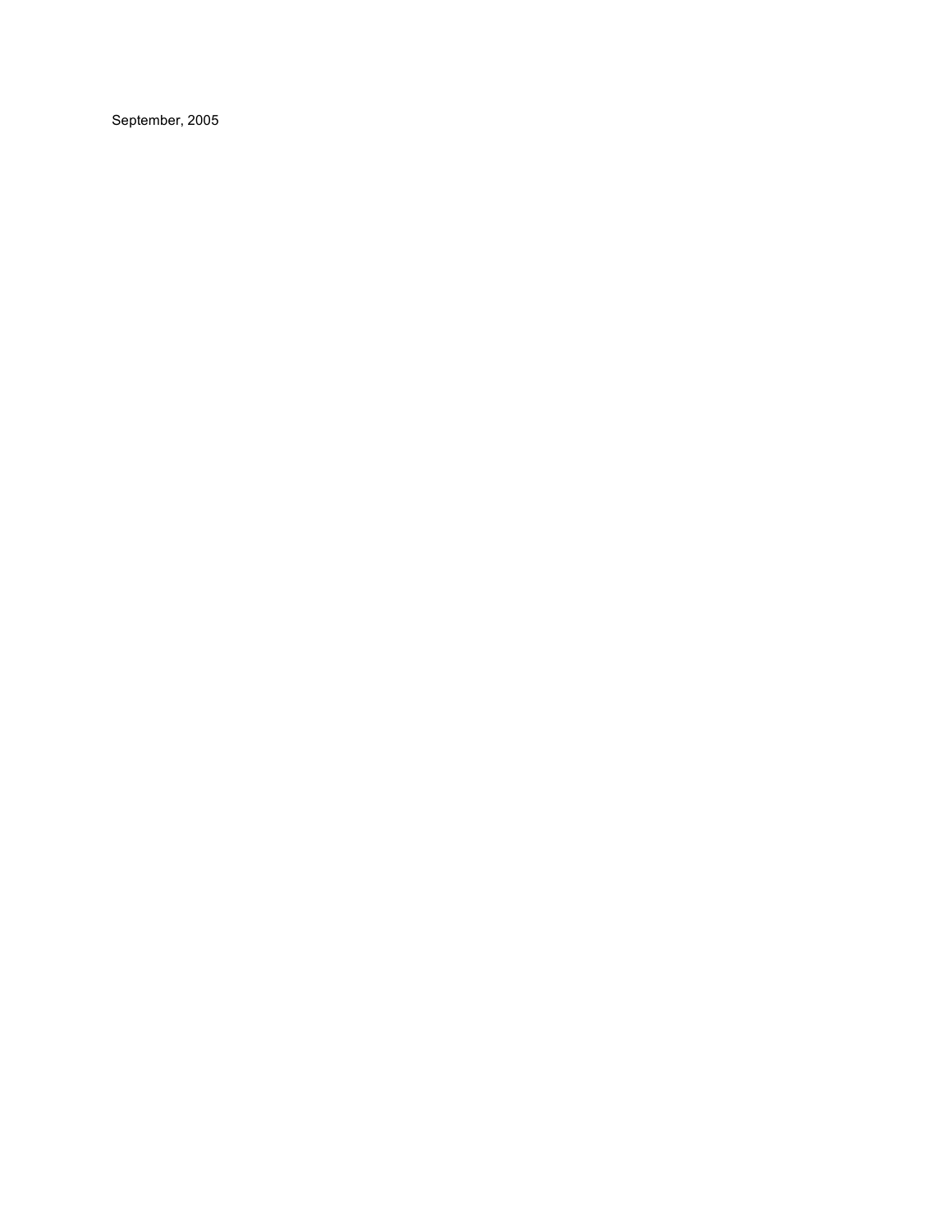September, 2005